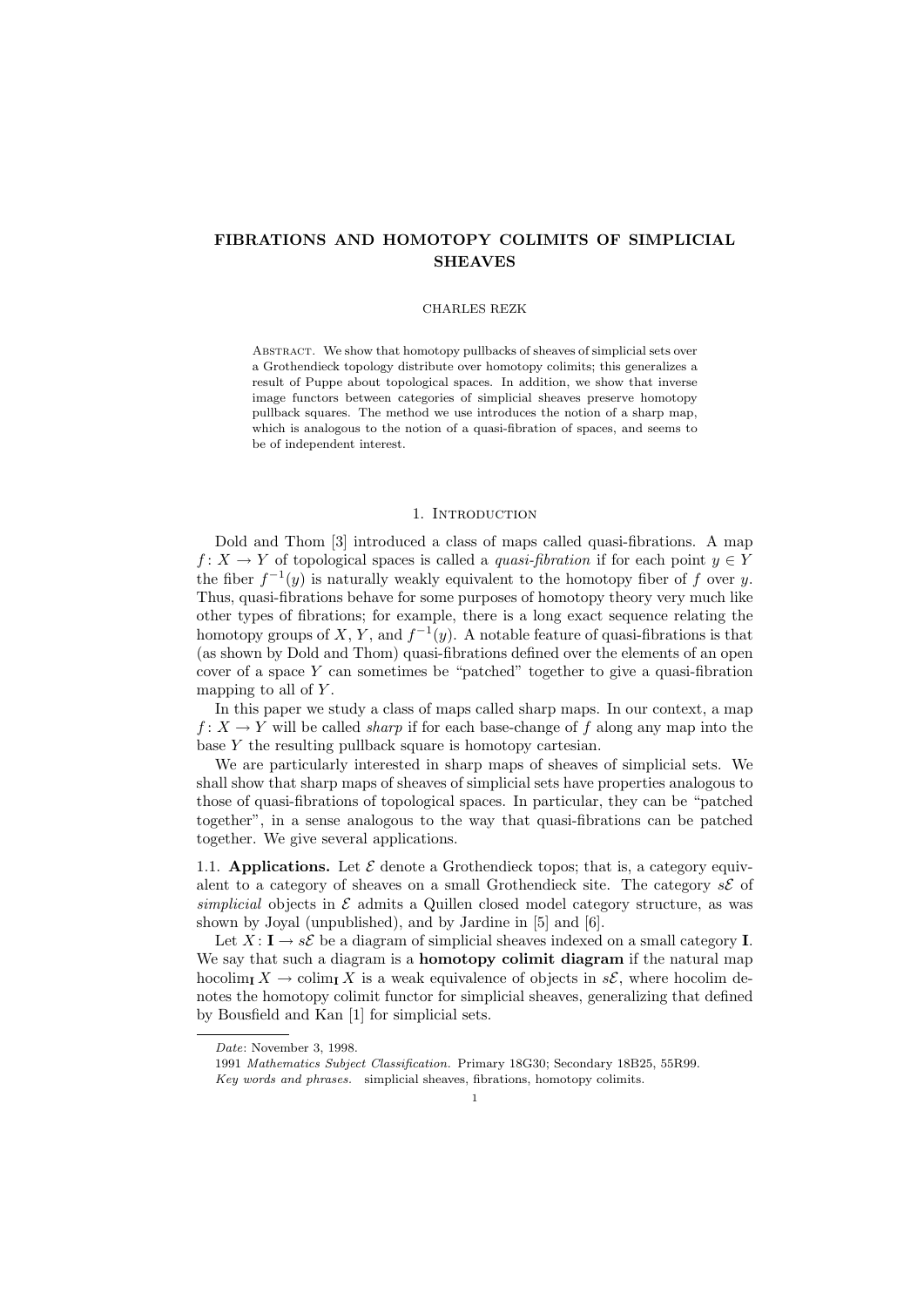# FIBRATIONS AND HOMOTOPY COLIMITS OF SIMPLICIAL SHEAVES

CHARLES REZK

Abstract. We show that homotopy pullbacks of sheaves of simplicial sets over a Grothendieck topology distribute over homotopy colimits; this generalizes a result of Puppe about topological spaces. In addition, we show that inverse image functors between categories of simplicial sheaves preserve homotopy pullback squares. The method we use introduces the notion of a sharp map, which is analogous to the notion of a quasi-fibration of spaces, and seems to be of independent interest.

## 1. Introduction

Dold and Thom [3] introduced a class of maps called quasi-fibrations. A map $f\colon X \to Y$ of topological spaces is called a *quasi-fibration* if for each point $y \in Y$ the fiber $f^{-1}(y)$ is naturally weakly equivalent to the homotopy fiber of $f$ over $y$. Thus, quasi-fibrations behave for some purposes of homotopy theory very much like other types of fibrations; for example, there is a long exact sequence relating the homotopy groups of $X$, $Y$, and $f^{-1}(y)$. A notable feature of quasi-fibrations is that (as shown by Dold and Thom) quasi-fibrations defined over the elements of an open cover of a space $Y$ can sometimes be "patched" together to give a quasi-fibration mapping to all of $Y$.

In this paper we study a class of maps called sharp maps. In our context, a map $f\colon X \to Y$ will be called *sharp* if for each base-change of $f$ along any map into the base $Y$ the resulting pullback square is homotopy cartesian.

We are particularly interested in sharp maps of sheaves of simplicial sets. We shall show that sharp maps of sheaves of simplicial sets have properties analogous to those of quasi-fibrations of topological spaces. In particular, they can be "patched together", in a sense analogous to the way that quasi-fibrations can be patched together. We give several applications.

1.1. **Applications.** Let $\mathcal{E}$ denote a Grothendieck topos; that is, a category equivalent to a category of sheaves on a small Grothendieck site. The category $s\mathcal{E}$ of *simplicial* objects in $\mathcal{E}$ admits a Quillen closed model category structure, as was shown by Joyal (unpublished), and by Jardine in [5] and [6].

Let $X\colon \mathbf{I} \to s\mathcal{E}$ be a diagram of simplicial sheaves indexed on a small category $\mathbf{I}$. We say that such a diagram is a **homotopy colimit diagram** if the natural map $\operatorname{hocolim}_{\mathbf{I}} X \to \operatorname{colim}_{\mathbf{I}} X$ is a weak equivalence of objects in $s\mathcal{E}$, where hocolim denotes the homotopy colimit functor for simplicial sheaves, generalizing that defined by Bousfield and Kan [1] for simplicial sets.

---

*Date*: November 3, 1998.

1991 *Mathematics Subject Classification.* Primary 18G30; Secondary 18B25, 55R99.

*Key words and phrases.* simplicial sheaves, fibrations, homotopy colimits.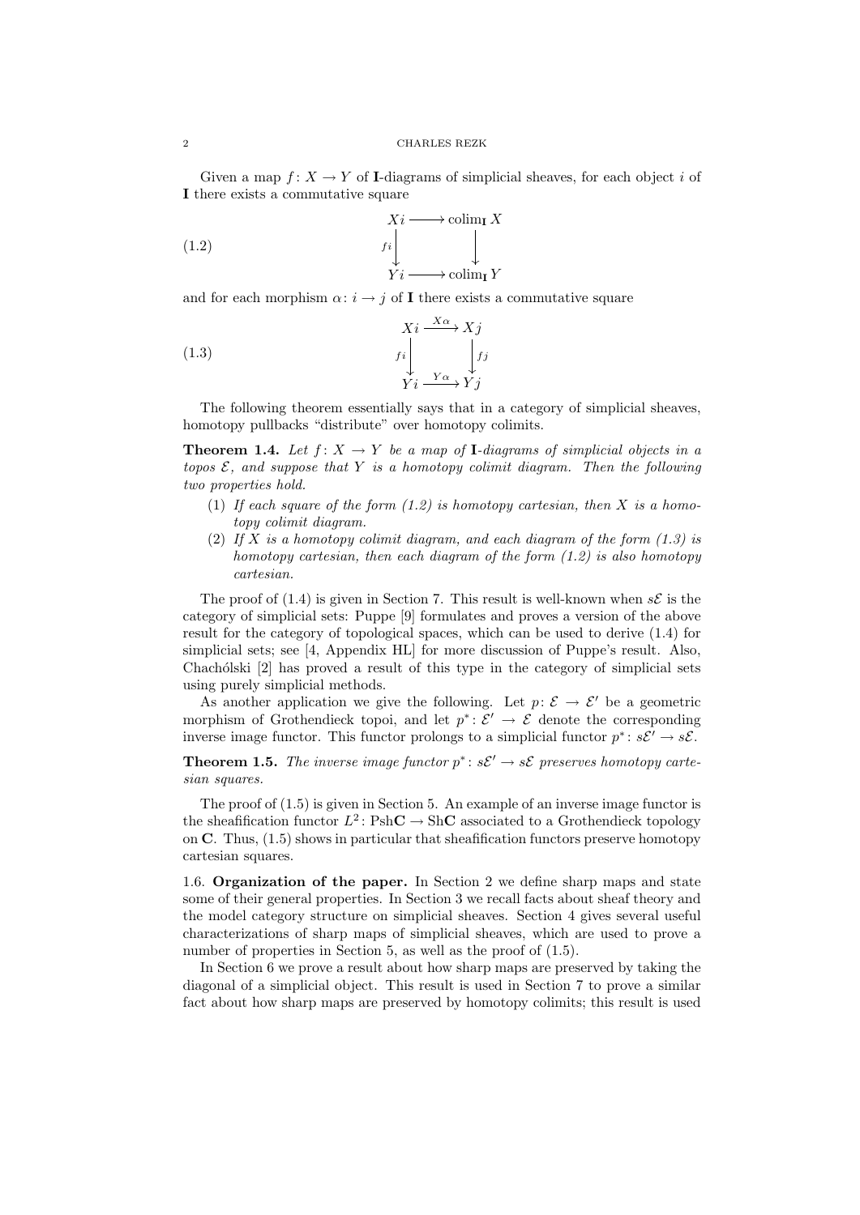Given a map $f\colon X \to Y$ of $\mathbf{I}$-diagrams of simplicial sheaves, for each object $i$ of $\mathbf{I}$ there exists a commutative square

$$
\begin{array}{ccc}
Xi & \longrightarrow & \operatorname{colim}_{\mathbf{I}} X \\
{\scriptstyle fi}\downarrow & & \downarrow \\
Yi & \longrightarrow & \operatorname{colim}_{\mathbf{I}} Y
\end{array}
\tag{1.2}
$$

and for each morphism $\alpha\colon i \to j$ of $\mathbf{I}$ there exists a commutative square

$$
\begin{array}{ccc}
Xi & \xrightarrow{X\alpha} & Xj \\
{\scriptstyle fi}\downarrow & & \downarrow{\scriptstyle fj} \\
Yi & \xrightarrow{Y\alpha} & Yj
\end{array}
\tag{1.3}
$$

The following theorem essentially says that in a category of simplicial sheaves, homotopy pullbacks "distribute" over homotopy colimits.

**Theorem 1.4.** *Let $f\colon X \to Y$ be a map of $\mathbf{I}$-diagrams of simplicial objects in a topos $\mathcal{E}$, and suppose that $Y$ is a homotopy colimit diagram. Then the following two properties hold.*

1. *If each square of the form (1.2) is homotopy cartesian, then $X$ is a homotopy colimit diagram.*
2. *If $X$ is a homotopy colimit diagram, and each diagram of the form (1.3) is homotopy cartesian, then each diagram of the form (1.2) is also homotopy cartesian.*

The proof of (1.4) is given in Section 7. This result is well-known when $s\mathcal{E}$ is the category of simplicial sets: Puppe [9] formulates and proves a version of the above result for the category of topological spaces, which can be used to derive (1.4) for simplicial sets; see [4, Appendix HL] for more discussion of Puppe's result. Also, Chachólski [2] has proved a result of this type in the category of simplicial sets using purely simplicial methods.

As another application we give the following. Let $p\colon \mathcal{E} \to \mathcal{E}'$ be a geometric morphism of Grothendieck topoi, and let $p^*\colon \mathcal{E}' \to \mathcal{E}$ denote the corresponding inverse image functor. This functor prolongs to a simplicial functor $p^*\colon s\mathcal{E}' \to s\mathcal{E}$.

**Theorem 1.5.** *The inverse image functor $p^*\colon s\mathcal{E}' \to s\mathcal{E}$ preserves homotopy cartesian squares.*

The proof of (1.5) is given in Section 5. An example of an inverse image functor is the sheafification functor $L^2\colon \mathrm{Psh}\mathbf{C} \to \mathrm{Sh}\mathbf{C}$ associated to a Grothendieck topology on $\mathbf{C}$. Thus, (1.5) shows in particular that sheafification functors preserve homotopy cartesian squares.

**1.6. Organization of the paper.** In Section 2 we define sharp maps and state some of their general properties. In Section 3 we recall facts about sheaf theory and the model category structure on simplicial sheaves. Section 4 gives several useful characterizations of sharp maps of simplicial sheaves, which are used to prove a number of properties in Section 5, as well as the proof of (1.5).

In Section 6 we prove a result about how sharp maps are preserved by taking the diagonal of a simplicial object. This result is used in Section 7 to prove a similar fact about how sharp maps are preserved by homotopy colimits; this result is used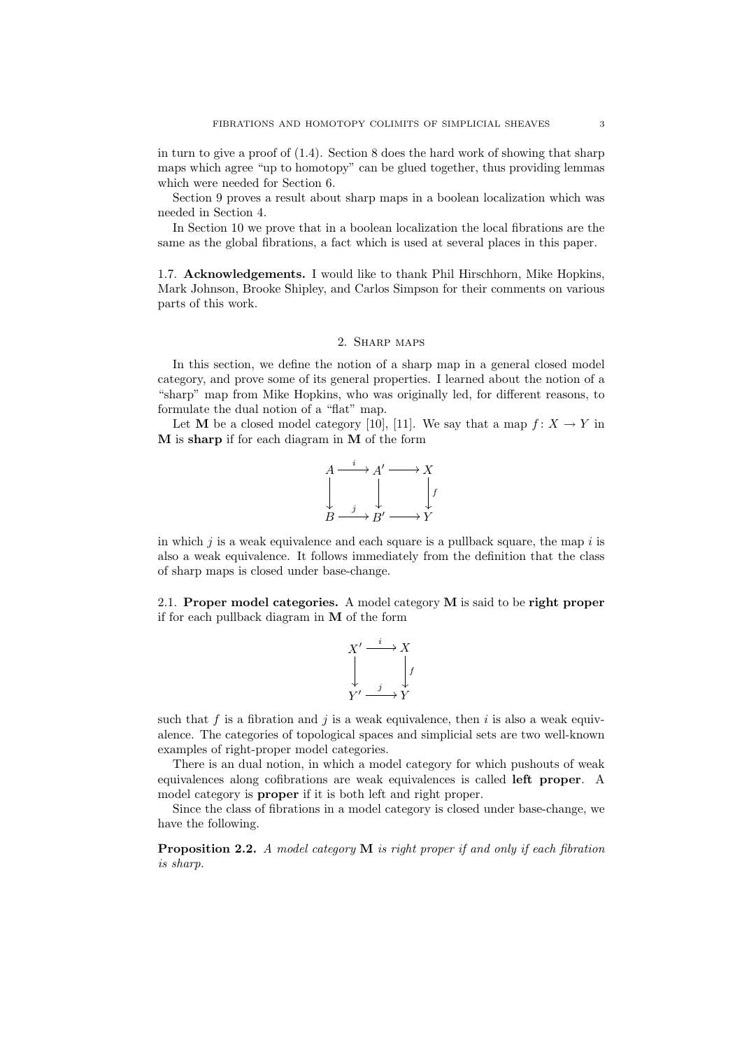in turn to give a proof of (1.4). Section 8 does the hard work of showing that sharp maps which agree "up to homotopy" can be glued together, thus providing lemmas which were needed for Section 6.

Section 9 proves a result about sharp maps in a boolean localization which was needed in Section 4.

In Section 10 we prove that in a boolean localization the local fibrations are the same as the global fibrations, a fact which is used at several places in this paper.

**1.7. Acknowledgements.** I would like to thank Phil Hirschhorn, Mike Hopkins, Mark Johnson, Brooke Shipley, and Carlos Simpson for their comments on various parts of this work.

## 2. Sharp maps

In this section, we define the notion of a sharp map in a general closed model category, and prove some of its general properties. I learned about the notion of a "sharp" map from Mike Hopkins, who was originally led, for different reasons, to formulate the dual notion of a "flat" map.

Let $\mathbf{M}$ be a closed model category [10], [11]. We say that a map $f\colon X \to Y$ in $\mathbf{M}$ is **sharp** if for each diagram in $\mathbf{M}$ of the form

$$\begin{array}{ccccc} A & \xrightarrow{i} & A' & \longrightarrow & X \\ \downarrow & & \downarrow & & \downarrow{\scriptstyle f} \\ B & \xrightarrow{j} & B' & \longrightarrow & Y \end{array}$$

in which $j$ is a weak equivalence and each square is a pullback square, the map $i$ is also a weak equivalence. It follows immediately from the definition that the class of sharp maps is closed under base-change.

**2.1. Proper model categories.** A model category $\mathbf{M}$ is said to be **right proper** if for each pullback diagram in $\mathbf{M}$ of the form

$$\begin{array}{ccc} X' & \xrightarrow{i} & X \\ \downarrow & & \downarrow{\scriptstyle f} \\ Y' & \xrightarrow{j} & Y \end{array}$$

such that $f$ is a fibration and $j$ is a weak equivalence, then $i$ is also a weak equivalence. The categories of topological spaces and simplicial sets are two well-known examples of right-proper model categories.

There is an dual notion, in which a model category for which pushouts of weak equivalences along cofibrations are weak equivalences is called **left proper**. A model category is **proper** if it is both left and right proper.

Since the class of fibrations in a model category is closed under base-change, we have the following.

**Proposition 2.2.** *A model category* $\mathbf{M}$ *is right proper if and only if each fibration is sharp.*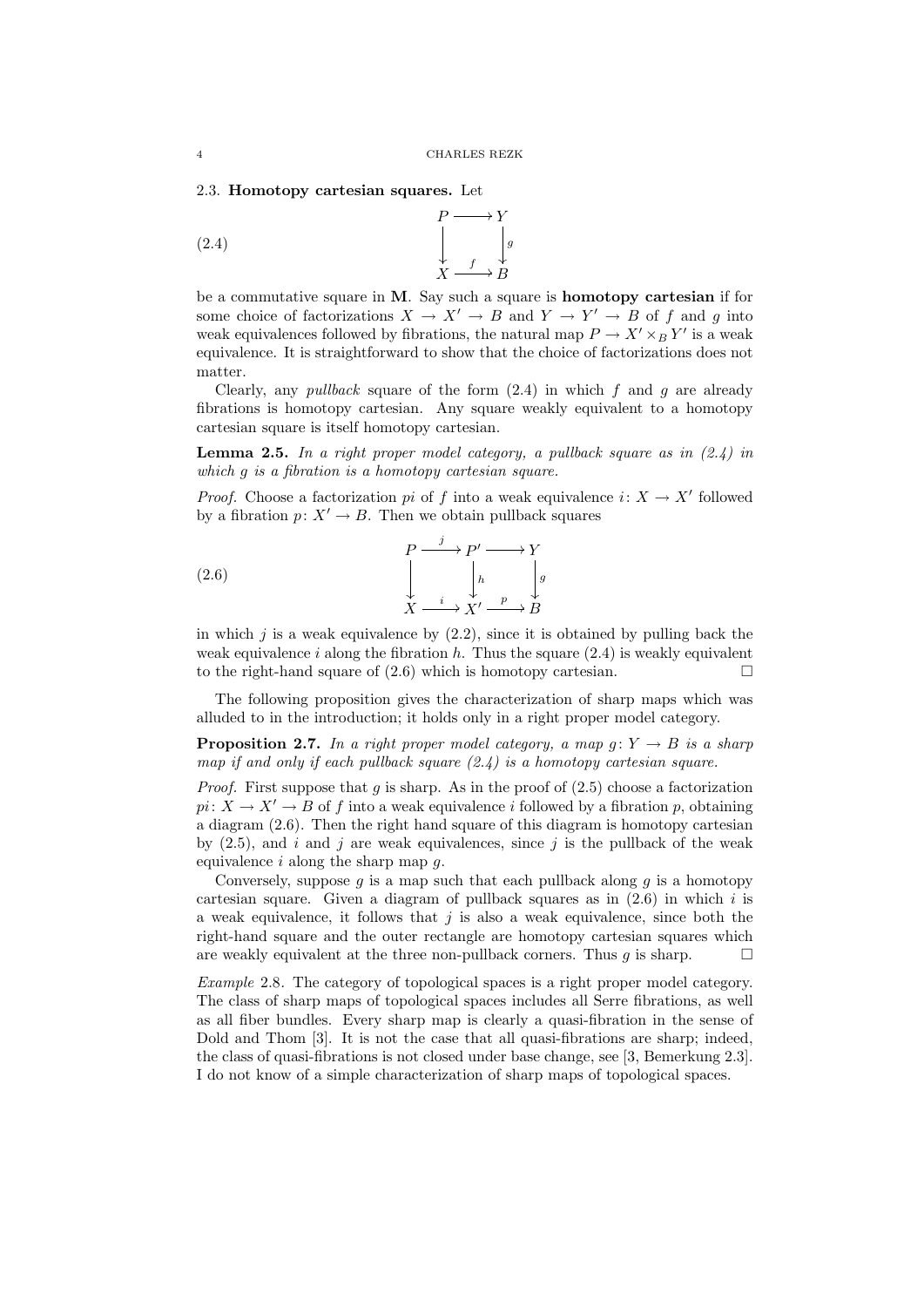### 2.3. Homotopy cartesian squares.

Let

$$
\begin{array}{ccc}
P & \longrightarrow & Y \\
\downarrow & & \downarrow{\scriptstyle g} \\
X & \xrightarrow{f} & B
\end{array}
\tag{2.4}
$$

be a commutative square in $\mathbf{M}$. Say such a square is **homotopy cartesian** if for some choice of factorizations $X \to X' \to B$ and $Y \to Y' \to B$ of $f$ and $g$ into weak equivalences followed by fibrations, the natural map $P \to X' \times_B Y'$ is a weak equivalence. It is straightforward to show that the choice of factorizations does not matter.

Clearly, any *pullback* square of the form (2.4) in which $f$ and $g$ are already fibrations is homotopy cartesian. Any square weakly equivalent to a homotopy cartesian square is itself homotopy cartesian.

**Lemma 2.5.** *In a right proper model category, a pullback square as in (2.4) in which $g$ is a fibration is a homotopy cartesian square.*

*Proof.* Choose a factorization $pi$ of $f$ into a weak equivalence $i\colon X \to X'$ followed by a fibration $p\colon X' \to B$. Then we obtain pullback squares

$$
\begin{array}{ccccc}
P & \xrightarrow{j} & P' & \longrightarrow & Y \\
\downarrow & & \downarrow{\scriptstyle h} & & \downarrow{\scriptstyle g} \\
X & \xrightarrow{i} & X' & \xrightarrow{p} & B
\end{array}
\tag{2.6}
$$

in which $j$ is a weak equivalence by (2.2), since it is obtained by pulling back the weak equivalence $i$ along the fibration $h$. Thus the square (2.4) is weakly equivalent to the right-hand square of (2.6) which is homotopy cartesian. $\square$

The following proposition gives the characterization of sharp maps which was alluded to in the introduction; it holds only in a right proper model category.

**Proposition 2.7.** *In a right proper model category, a map $g\colon Y \to B$ is a sharp map if and only if each pullback square (2.4) is a homotopy cartesian square.*

*Proof.* First suppose that $g$ is sharp. As in the proof of (2.5) choose a factorization $pi\colon X \to X' \to B$ of $f$ into a weak equivalence $i$ followed by a fibration $p$, obtaining a diagram (2.6). Then the right hand square of this diagram is homotopy cartesian by (2.5), and $i$ and $j$ are weak equivalences, since $j$ is the pullback of the weak equivalence $i$ along the sharp map $g$.

Conversely, suppose $g$ is a map such that each pullback along $g$ is a homotopy cartesian square. Given a diagram of pullback squares as in (2.6) in which $i$ is a weak equivalence, it follows that $j$ is also a weak equivalence, since both the right-hand square and the outer rectangle are homotopy cartesian squares which are weakly equivalent at the three non-pullback corners. Thus $g$ is sharp. $\square$

*Example* 2.8. The category of topological spaces is a right proper model category. The class of sharp maps of topological spaces includes all Serre fibrations, as well as all fiber bundles. Every sharp map is clearly a quasi-fibration in the sense of Dold and Thom [3]. It is not the case that all quasi-fibrations are sharp; indeed, the class of quasi-fibrations is not closed under base change, see [3, Bemerkung 2.3]. I do not know of a simple characterization of sharp maps of topological spaces.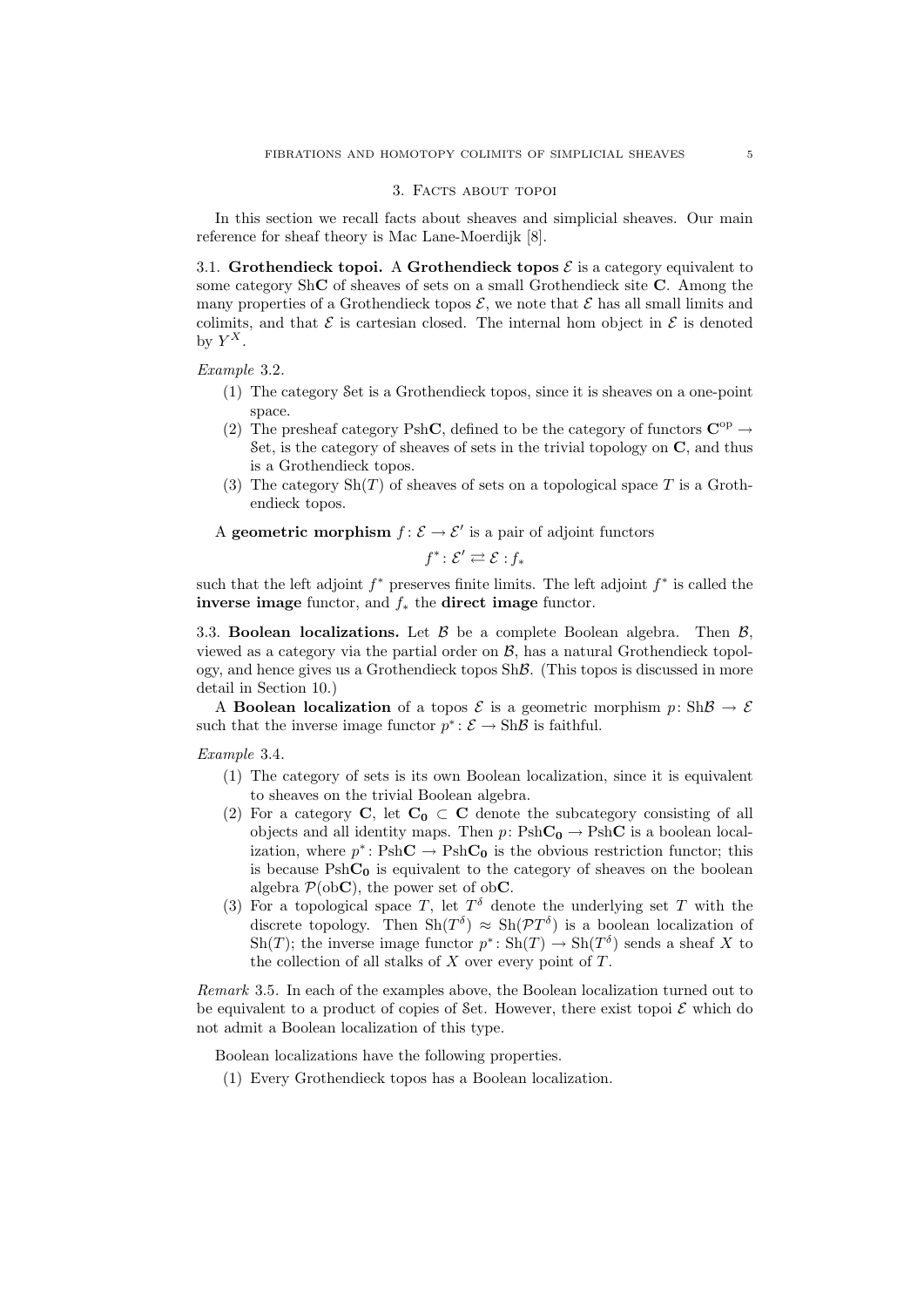## 3. Facts about topoi

In this section we recall facts about sheaves and simplicial sheaves. Our main reference for sheaf theory is Mac Lane-Moerdijk [8].

**3.1. Grothendieck topoi.** A **Grothendieck topos** $\mathcal{E}$ is a category equivalent to some category Sh$\mathbf{C}$ of sheaves of sets on a small Grothendieck site $\mathbf{C}$. Among the many properties of a Grothendieck topos $\mathcal{E}$, we note that $\mathcal{E}$ has all small limits and colimits, and that $\mathcal{E}$ is cartesian closed. The internal hom object in $\mathcal{E}$ is denoted by $Y^X$.

*Example* 3.2.

1. The category $\mathcal{S}$et is a Grothendieck topos, since it is sheaves on a one-point space.
2. The presheaf category Psh$\mathbf{C}$, defined to be the category of functors $\mathbf{C}^{\text{op}} \to \mathcal{S}$et, is the category of sheaves of sets in the trivial topology on $\mathbf{C}$, and thus is a Grothendieck topos.
3. The category $\text{Sh}(T)$ of sheaves of sets on a topological space $T$ is a Grothendieck topos.

A **geometric morphism** $f\colon \mathcal{E} \to \mathcal{E}'$ is a pair of adjoint functors

$$f^*\colon \mathcal{E}' \rightleftarrows \mathcal{E} : f_*$$

such that the left adjoint $f^*$ preserves finite limits. The left adjoint $f^*$ is called the **inverse image** functor, and $f_*$ the **direct image** functor.

**3.3. Boolean localizations.** Let $\mathcal{B}$ be a complete Boolean algebra. Then $\mathcal{B}$, viewed as a category via the partial order on $\mathcal{B}$, has a natural Grothendieck topology, and hence gives us a Grothendieck topos Sh$\mathcal{B}$. (This topos is discussed in more detail in Section 10.)

A **Boolean localization** of a topos $\mathcal{E}$ is a geometric morphism $p\colon \text{Sh}\mathcal{B} \to \mathcal{E}$ such that the inverse image functor $p^*\colon \mathcal{E} \to \text{Sh}\mathcal{B}$ is faithful.

*Example* 3.4.

1. The category of sets is its own Boolean localization, since it is equivalent to sheaves on the trivial Boolean algebra.
2. For a category $\mathbf{C}$, let $\mathbf{C_0} \subset \mathbf{C}$ denote the subcategory consisting of all objects and all identity maps. Then $p\colon \text{Psh}\mathbf{C_0} \to \text{Psh}\mathbf{C}$ is a boolean localization, where $p^*\colon \text{Psh}\mathbf{C} \to \text{Psh}\mathbf{C_0}$ is the obvious restriction functor; this is because Psh$\mathbf{C_0}$ is equivalent to the category of sheaves on the boolean algebra $\mathcal{P}(\text{ob}\mathbf{C})$, the power set of ob$\mathbf{C}$.
3. For a topological space $T$, let $T^\delta$ denote the underlying set $T$ with the discrete topology. Then $\text{Sh}(T^\delta) \approx \text{Sh}(\mathcal{P}T^\delta)$ is a boolean localization of $\text{Sh}(T)$; the inverse image functor $p^*\colon \text{Sh}(T) \to \text{Sh}(T^\delta)$ sends a sheaf $X$ to the collection of all stalks of $X$ over every point of $T$.

*Remark* 3.5. In each of the examples above, the Boolean localization turned out to be equivalent to a product of copies of $\mathcal{S}$et. However, there exist topoi $\mathcal{E}$ which do not admit a Boolean localization of this type.

Boolean localizations have the following properties.

1. Every Grothendieck topos has a Boolean localization.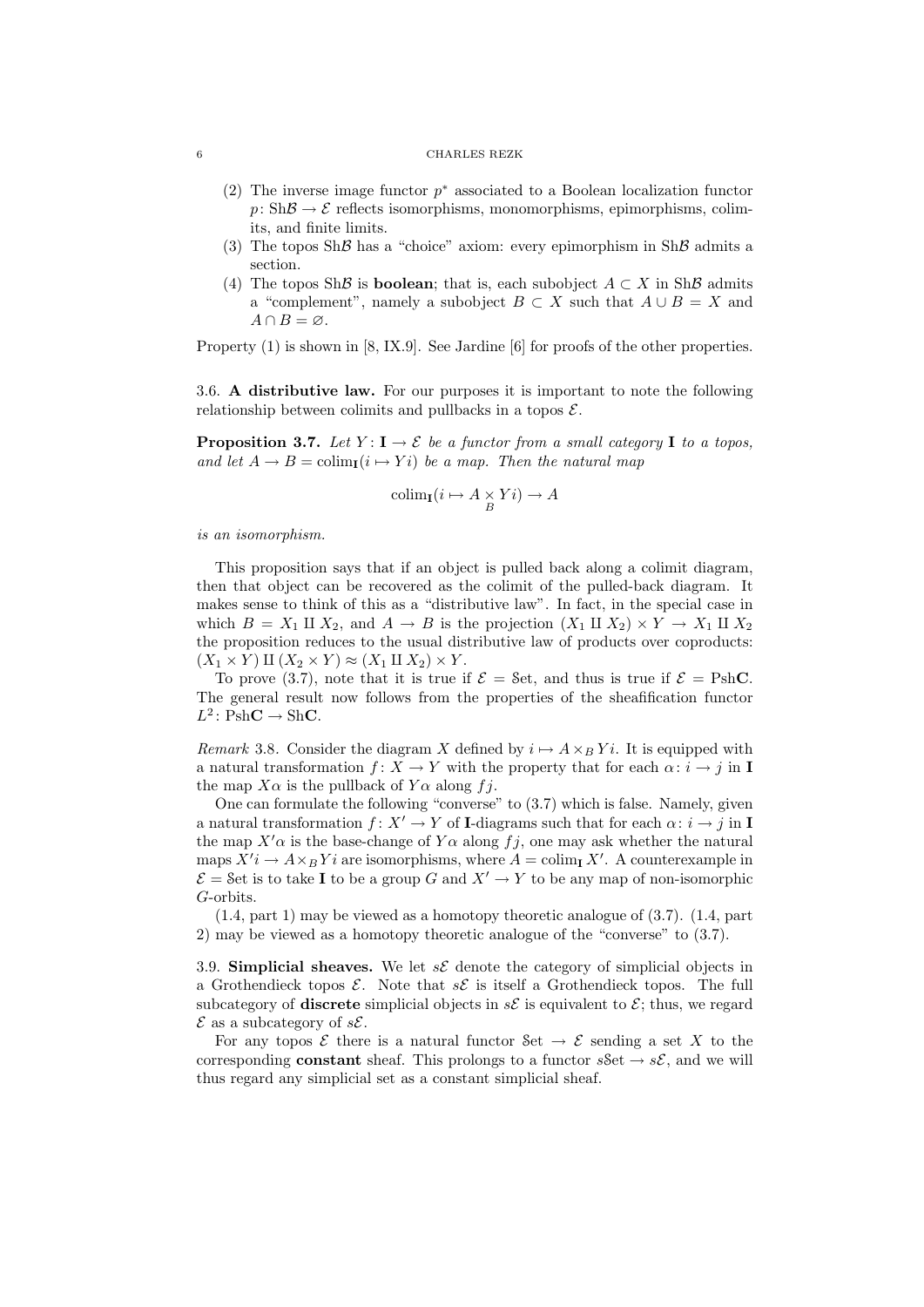(2) The inverse image functor $p^*$ associated to a Boolean localization functor $p\colon \mathrm{Sh}\mathcal{B} \to \mathcal{E}$ reflects isomorphisms, monomorphisms, epimorphisms, colimits, and finite limits.
(3) The topos $\mathrm{Sh}\mathcal{B}$ has a "choice" axiom: every epimorphism in $\mathrm{Sh}\mathcal{B}$ admits a section.
(4) The topos $\mathrm{Sh}\mathcal{B}$ is **boolean**; that is, each subobject $A \subset X$ in $\mathrm{Sh}\mathcal{B}$ admits a "complement", namely a subobject $B \subset X$ such that $A \cup B = X$ and $A \cap B = \varnothing$.

Property (1) is shown in [8, IX.9]. See Jardine [6] for proofs of the other properties.

3.6. **A distributive law.** For our purposes it is important to note the following relationship between colimits and pullbacks in a topos $\mathcal{E}$.

**Proposition 3.7.** *Let $Y\colon \mathbf{I} \to \mathcal{E}$ be a functor from a small category $\mathbf{I}$ to a topos, and let $A \to B = \mathrm{colim}_{\mathbf{I}}(i \mapsto Yi)$ be a map. Then the natural map*

$$\mathrm{colim}_{\mathbf{I}}(i \mapsto A \underset{B}{\times} Yi) \to A$$

*is an isomorphism.*

This proposition says that if an object is pulled back along a colimit diagram, then that object can be recovered as the colimit of the pulled-back diagram. It makes sense to think of this as a "distributive law". In fact, in the special case in which $B = X_1 \amalg X_2$, and $A \to B$ is the projection $(X_1 \amalg X_2) \times Y \to X_1 \amalg X_2$ the proposition reduces to the usual distributive law of products over coproducts: $(X_1 \times Y) \amalg (X_2 \times Y) \approx (X_1 \amalg X_2) \times Y$.

To prove (3.7), note that it is true if $\mathcal{E} = \mathcal{S}\mathrm{et}$, and thus is true if $\mathcal{E} = \mathrm{Psh}\mathbf{C}$. The general result now follows from the properties of the sheafification functor $L^2\colon \mathrm{Psh}\mathbf{C} \to \mathrm{Sh}\mathbf{C}$.

*Remark* 3.8. Consider the diagram $X$ defined by $i \mapsto A \times_B Yi$. It is equipped with a natural transformation $f\colon X \to Y$ with the property that for each $\alpha\colon i \to j$ in $\mathbf{I}$ the map $X\alpha$ is the pullback of $Y\alpha$ along $fj$.

One can formulate the following "converse" to (3.7) which is false. Namely, given a natural transformation $f\colon X' \to Y$ of $\mathbf{I}$-diagrams such that for each $\alpha\colon i \to j$ in $\mathbf{I}$ the map $X'\alpha$ is the base-change of $Y\alpha$ along $fj$, one may ask whether the natural maps $X'i \to A \times_B Yi$ are isomorphisms, where $A = \mathrm{colim}_{\mathbf{I}} X'$. A counterexample in $\mathcal{E} = \mathcal{S}\mathrm{et}$ is to take $\mathbf{I}$ to be a group $G$ and $X' \to Y$ to be any map of non-isomorphic $G$-orbits.

(1.4, part 1) may be viewed as a homotopy theoretic analogue of (3.7). (1.4, part 2) may be viewed as a homotopy theoretic analogue of the "converse" to (3.7).

3.9. **Simplicial sheaves.** We let $s\mathcal{E}$ denote the category of simplicial objects in a Grothendieck topos $\mathcal{E}$. Note that $s\mathcal{E}$ is itself a Grothendieck topos. The full subcategory of **discrete** simplicial objects in $s\mathcal{E}$ is equivalent to $\mathcal{E}$; thus, we regard $\mathcal{E}$ as a subcategory of $s\mathcal{E}$.

For any topos $\mathcal{E}$ there is a natural functor $\mathcal{S}\mathrm{et} \to \mathcal{E}$ sending a set $X$ to the corresponding **constant** sheaf. This prolongs to a functor $s\mathcal{S}\mathrm{et} \to s\mathcal{E}$, and we will thus regard any simplicial set as a constant simplicial sheaf.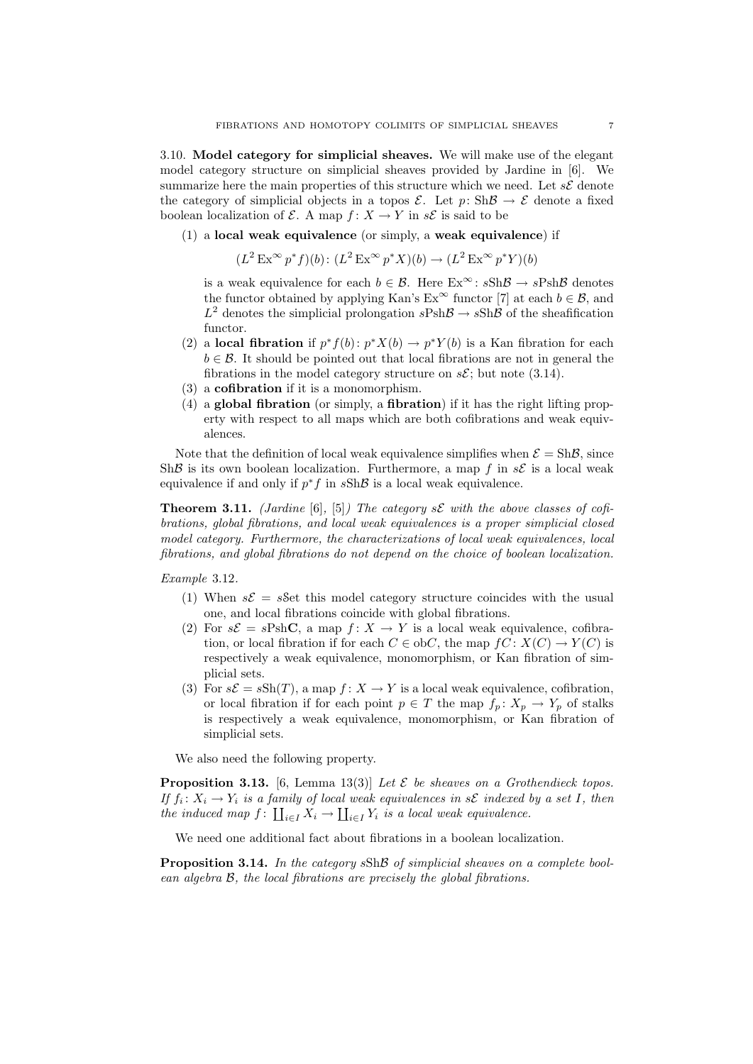3.10. **Model category for simplicial sheaves.** We will make use of the elegant model category structure on simplicial sheaves provided by Jardine in [6]. We summarize here the main properties of this structure which we need. Let $s\mathcal{E}$ denote the category of simplicial objects in a topos $\mathcal{E}$. Let $p\colon \mathrm{Sh}\mathcal{B} \to \mathcal{E}$ denote a fixed boolean localization of $\mathcal{E}$. A map $f\colon X \to Y$ in $s\mathcal{E}$ is said to be

(1) a **local weak equivalence** (or simply, a **weak equivalence**) if

$$(L^2 \operatorname{Ex}^\infty p^* f)(b)\colon (L^2 \operatorname{Ex}^\infty p^* X)(b) \to (L^2 \operatorname{Ex}^\infty p^* Y)(b)$$

is a weak equivalence for each $b \in \mathcal{B}$. Here $\operatorname{Ex}^\infty\colon s\mathrm{Sh}\mathcal{B} \to s\mathrm{Psh}\mathcal{B}$ denotes the functor obtained by applying Kan's $\operatorname{Ex}^\infty$ functor [7] at each $b \in \mathcal{B}$, and $L^2$ denotes the simplicial prolongation $s\mathrm{Psh}\mathcal{B} \to s\mathrm{Sh}\mathcal{B}$ of the sheafification functor.

(2) a **local fibration** if $p^* f(b)\colon p^* X(b) \to p^* Y(b)$ is a Kan fibration for each $b \in \mathcal{B}$. It should be pointed out that local fibrations are not in general the fibrations in the model category structure on $s\mathcal{E}$; but note (3.14).

(3) a **cofibration** if it is a monomorphism.

(4) a **global fibration** (or simply, a **fibration**) if it has the right lifting property with respect to all maps which are both cofibrations and weak equivalences.

Note that the definition of local weak equivalence simplifies when $\mathcal{E} = \mathrm{Sh}\mathcal{B}$, since $\mathrm{Sh}\mathcal{B}$ is its own boolean localization. Furthermore, a map $f$ in $s\mathcal{E}$ is a local weak equivalence if and only if $p^* f$ in $s\mathrm{Sh}\mathcal{B}$ is a local weak equivalence.

**Theorem 3.11.** *(Jardine [6], [5]) The category $s\mathcal{E}$ with the above classes of cofibrations, global fibrations, and local weak equivalences is a proper simplicial closed model category. Furthermore, the characterizations of local weak equivalences, local fibrations, and global fibrations do not depend on the choice of boolean localization.*

*Example* 3.12.

(1) When $s\mathcal{E} = s\mathcal{S}\mathrm{et}$ this model category structure coincides with the usual one, and local fibrations coincide with global fibrations.

(2) For $s\mathcal{E} = s\mathrm{Psh}\mathbf{C}$, a map $f\colon X \to Y$ is a local weak equivalence, cofibration, or local fibration if for each $C \in \mathrm{ob}C$, the map $fC\colon X(C) \to Y(C)$ is respectively a weak equivalence, monomorphism, or Kan fibration of simplicial sets.

(3) For $s\mathcal{E} = s\mathrm{Sh}(T)$, a map $f\colon X \to Y$ is a local weak equivalence, cofibration, or local fibration if for each point $p \in T$ the map $f_p\colon X_p \to Y_p$ of stalks is respectively a weak equivalence, monomorphism, or Kan fibration of simplicial sets.

We also need the following property.

**Proposition 3.13.** [6, Lemma 13(3)] *Let $\mathcal{E}$ be sheaves on a Grothendieck topos. If $f_i\colon X_i \to Y_i$ is a family of local weak equivalences in $s\mathcal{E}$ indexed by a set $I$, then the induced map $f\colon \coprod_{i\in I} X_i \to \coprod_{i\in I} Y_i$ is a local weak equivalence.*

We need one additional fact about fibrations in a boolean localization.

**Proposition 3.14.** *In the category $s\mathrm{Sh}\mathcal{B}$ of simplicial sheaves on a complete boolean algebra $\mathcal{B}$, the local fibrations are precisely the global fibrations.*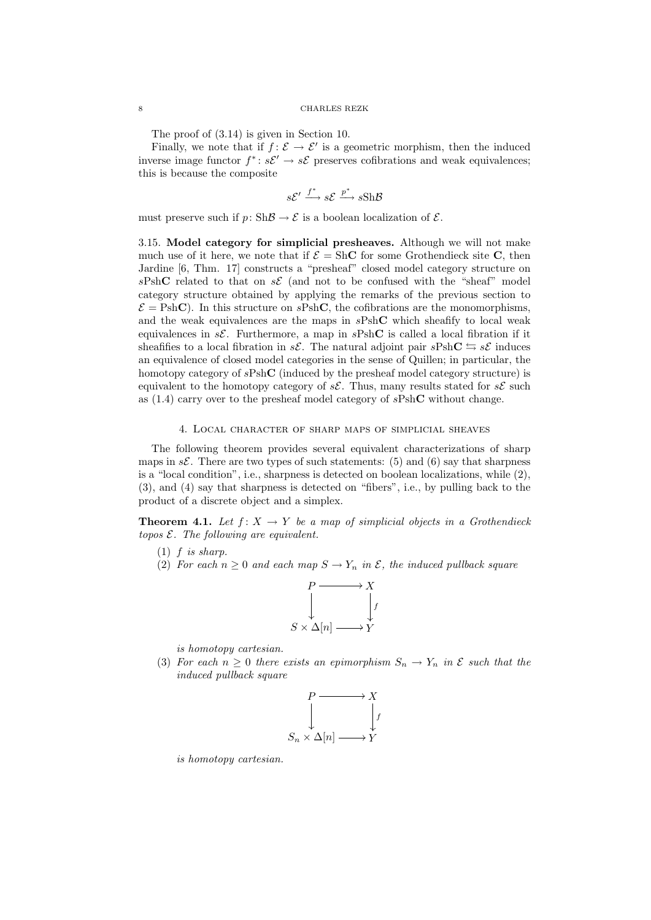The proof of (3.14) is given in Section 10.

Finally, we note that if $f\colon \mathcal{E} \to \mathcal{E}'$ is a geometric morphism, then the induced inverse image functor $f^*\colon s\mathcal{E}' \to s\mathcal{E}$ preserves cofibrations and weak equivalences; this is because the composite

$$s\mathcal{E}' \xrightarrow{f^*} s\mathcal{E} \xrightarrow{p^*} s\mathrm{Sh}\mathcal{B}$$

must preserve such if $p\colon \mathrm{Sh}\mathcal{B} \to \mathcal{E}$ is a boolean localization of $\mathcal{E}$.

**3.15. Model category for simplicial presheaves.** Although we will not make much use of it here, we note that if $\mathcal{E} = \mathrm{Sh}\mathbf{C}$ for some Grothendieck site $\mathbf{C}$, then Jardine [6, Thm. 17] constructs a "presheaf" closed model category structure on $s\mathrm{Psh}\mathbf{C}$ related to that on $s\mathcal{E}$ (and not to be confused with the "sheaf" model category structure obtained by applying the remarks of the previous section to $\mathcal{E} = \mathrm{Psh}\mathbf{C}$). In this structure on $s\mathrm{Psh}\mathbf{C}$, the cofibrations are the monomorphisms, and the weak equivalences are the maps in $s\mathrm{Psh}\mathbf{C}$ which sheafify to local weak equivalences in $s\mathcal{E}$. Furthermore, a map in $s\mathrm{Psh}\mathbf{C}$ is called a local fibration if it sheafifies to a local fibration in $s\mathcal{E}$. The natural adjoint pair $s\mathrm{Psh}\mathbf{C} \leftrightarrows s\mathcal{E}$ induces an equivalence of closed model categories in the sense of Quillen; in particular, the homotopy category of $s\mathrm{Psh}\mathbf{C}$ (induced by the presheaf model category structure) is equivalent to the homotopy category of $s\mathcal{E}$. Thus, many results stated for $s\mathcal{E}$ such as (1.4) carry over to the presheaf model category of $s\mathrm{Psh}\mathbf{C}$ without change.

## 4. Local character of sharp maps of simplicial sheaves

The following theorem provides several equivalent characterizations of sharp maps in $s\mathcal{E}$. There are two types of such statements: (5) and (6) say that sharpness is a "local condition", i.e., sharpness is detected on boolean localizations, while (2), (3), and (4) say that sharpness is detected on "fibers", i.e., by pulling back to the product of a discrete object and a simplex.

**Theorem 4.1.** *Let $f\colon X \to Y$ be a map of simplicial objects in a Grothendieck topos $\mathcal{E}$. The following are equivalent.*

1. *$f$ is sharp.*
2. *For each $n \geq 0$ and each map $S \to Y_n$ in $\mathcal{E}$, the induced pullback square*

$$\begin{array}{ccc} P & \longrightarrow & X \\ \big\downarrow & & \big\downarrow{\scriptstyle f} \\ S \times \Delta[n] & \longrightarrow & Y \end{array}$$

*is homotopy cartesian.*

3. *For each $n \geq 0$ there exists an epimorphism $S_n \to Y_n$ in $\mathcal{E}$ such that the induced pullback square*

$$\begin{array}{ccc} P & \longrightarrow & X \\ \big\downarrow & & \big\downarrow{\scriptstyle f} \\ S_n \times \Delta[n] & \longrightarrow & Y \end{array}$$

*is homotopy cartesian.*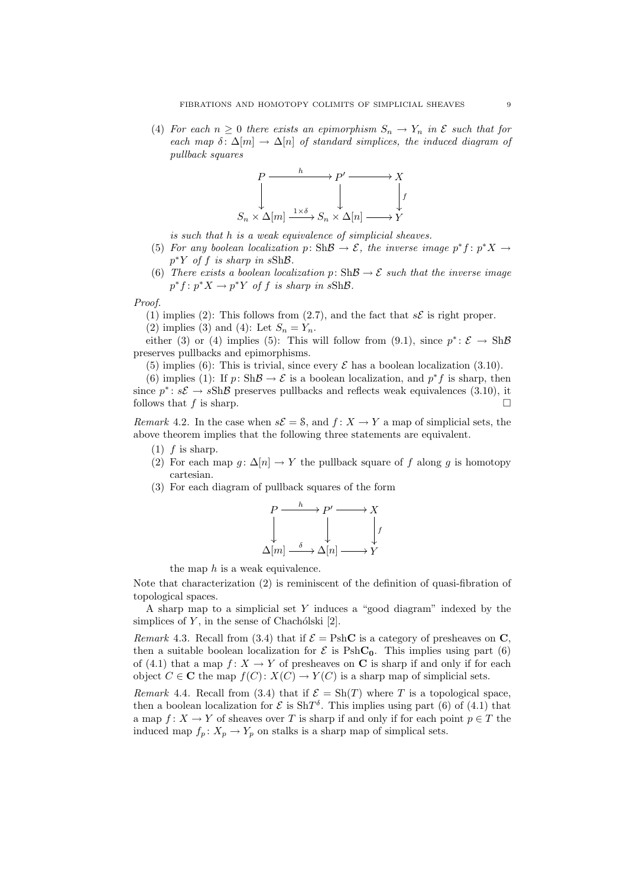(4) *For each $n \geq 0$ there exists an epimorphism $S_n \to Y_n$ in $\mathcal{E}$ such that for each map $\delta\colon \Delta[m] \to \Delta[n]$ of standard simplices, the induced diagram of pullback squares*

$$\begin{array}{ccccc} P & \xrightarrow{h} & P' & \longrightarrow & X \\ \downarrow & & \downarrow & & \downarrow f \\ S_n \times \Delta[m] & \xrightarrow{1\times\delta} & S_n \times \Delta[n] & \longrightarrow & Y \end{array}$$

*is such that $h$ is a weak equivalence of simplicial sheaves.*

(5) *For any boolean localization $p\colon \mathrm{Sh}\mathcal{B} \to \mathcal{E}$, the inverse image $p^*f\colon p^*X \to p^*Y$ of $f$ is sharp in $s\mathrm{Sh}\mathcal{B}$.*

(6) *There exists a boolean localization $p\colon \mathrm{Sh}\mathcal{B} \to \mathcal{E}$ such that the inverse image $p^*f\colon p^*X \to p^*Y$ of $f$ is sharp in $s\mathrm{Sh}\mathcal{B}$.*

*Proof.*

(1) implies (2): This follows from (2.7), and the fact that $s\mathcal{E}$ is right proper.

(2) implies (3) and (4): Let $S_n = Y_n$.

either (3) or (4) implies (5): This will follow from (9.1), since $p^*\colon \mathcal{E} \to \mathrm{Sh}\mathcal{B}$ preserves pullbacks and epimorphisms.

(5) implies (6): This is trivial, since every $\mathcal{E}$ has a boolean localization (3.10).

(6) implies (1): If $p\colon \mathrm{Sh}\mathcal{B} \to \mathcal{E}$ is a boolean localization, and $p^*f$ is sharp, then since $p^*\colon s\mathcal{E} \to s\mathrm{Sh}\mathcal{B}$ preserves pullbacks and reflects weak equivalences (3.10), it follows that $f$ is sharp. $\square$

*Remark* 4.2. In the case when $s\mathcal{E} = \mathcal{S}$, and $f\colon X \to Y$ a map of simplicial sets, the above theorem implies that the following three statements are equivalent.

(1) $f$ is sharp.
(2) For each map $g\colon \Delta[n] \to Y$ the pullback square of $f$ along $g$ is homotopy cartesian.
(3) For each diagram of pullback squares of the form

$$\begin{array}{ccccc} P & \xrightarrow{h} & P' & \longrightarrow & X \\ \downarrow & & \downarrow & & \downarrow f \\ \Delta[m] & \xrightarrow{\delta} & \Delta[n] & \longrightarrow & Y \end{array}$$

the map $h$ is a weak equivalence.

Note that characterization (2) is reminiscent of the definition of quasi-fibration of topological spaces.

A sharp map to a simplicial set $Y$ induces a "good diagram" indexed by the simplices of $Y$, in the sense of Chachólski [2].

*Remark* 4.3. Recall from (3.4) that if $\mathcal{E} = \mathrm{Psh}\mathbf{C}$ is a category of presheaves on $\mathbf{C}$, then a suitable boolean localization for $\mathcal{E}$ is $\mathrm{Psh}\mathbf{C_0}$. This implies using part (6) of (4.1) that a map $f\colon X \to Y$ of presheaves on $\mathbf{C}$ is sharp if and only if for each object $C \in \mathbf{C}$ the map $f(C)\colon X(C) \to Y(C)$ is a sharp map of simplicial sets.

*Remark* 4.4. Recall from (3.4) that if $\mathcal{E} = \mathrm{Sh}(T)$ where $T$ is a topological space, then a boolean localization for $\mathcal{E}$ is $\mathrm{Sh}T^\delta$. This implies using part (6) of (4.1) that a map $f\colon X \to Y$ of sheaves over $T$ is sharp if and only if for each point $p \in T$ the induced map $f_p\colon X_p \to Y_p$ on stalks is a sharp map of simplical sets.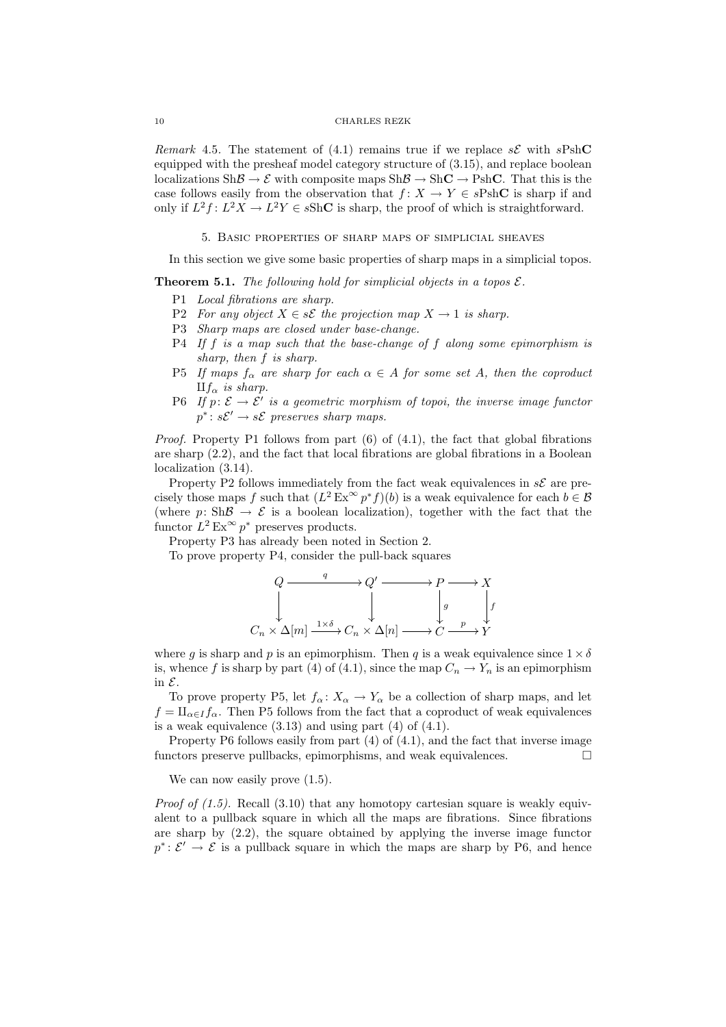*Remark* 4.5. The statement of (4.1) remains true if we replace $s\mathcal{E}$ with $s\mathrm{Psh}\mathbf{C}$ equipped with the presheaf model category structure of (3.15), and replace boolean localizations $\mathrm{Sh}\mathcal{B} \to \mathcal{E}$ with composite maps $\mathrm{Sh}\mathcal{B} \to \mathrm{Sh}\mathbf{C} \to \mathrm{Psh}\mathbf{C}$. That this is the case follows easily from the observation that $f\colon X \to Y \in s\mathrm{Psh}\mathbf{C}$ is sharp if and only if $L^2 f\colon L^2 X \to L^2 Y \in s\mathrm{Sh}\mathbf{C}$ is sharp, the proof of which is straightforward.

## 5. Basic properties of sharp maps of simplicial sheaves

In this section we give some basic properties of sharp maps in a simplicial topos.

**Theorem 5.1.** *The following hold for simplicial objects in a topos $\mathcal{E}$.*

- P1 *Local fibrations are sharp.*
- P2 *For any object $X \in s\mathcal{E}$ the projection map $X \to 1$ is sharp.*
- P3 *Sharp maps are closed under base-change.*
- P4 *If $f$ is a map such that the base-change of $f$ along some epimorphism is sharp, then $f$ is sharp.*
- P5 *If maps $f_\alpha$ are sharp for each $\alpha \in A$ for some set $A$, then the coproduct $\amalg f_\alpha$ is sharp.*
- P6 *If $p\colon \mathcal{E} \to \mathcal{E}'$ is a geometric morphism of topoi, the inverse image functor $p^*\colon s\mathcal{E}' \to s\mathcal{E}$ preserves sharp maps.*

*Proof.* Property P1 follows from part (6) of (4.1), the fact that global fibrations are sharp (2.2), and the fact that local fibrations are global fibrations in a Boolean localization (3.14).

Property P2 follows immediately from the fact weak equivalences in $s\mathcal{E}$ are precisely those maps $f$ such that $(L^2 \mathrm{Ex}^\infty p^* f)(b)$ is a weak equivalence for each $b \in \mathcal{B}$ (where $p\colon \mathrm{Sh}\mathcal{B} \to \mathcal{E}$ is a boolean localization), together with the fact that the functor $L^2 \mathrm{Ex}^\infty p^*$ preserves products.

Property P3 has already been noted in Section 2.

To prove property P4, consider the pull-back squares

$$
\begin{array}{ccccccc}
Q & \xrightarrow{\ q\ } & Q' & \longrightarrow & P & \longrightarrow & X \\
\downarrow & & \downarrow & & \downarrow{\scriptstyle g} & & \downarrow{\scriptstyle f} \\
C_n \times \Delta[m] & \xrightarrow{1\times\delta} & C_n \times \Delta[n] & \longrightarrow & C & \xrightarrow{\ p\ } & Y
\end{array}
$$

where $g$ is sharp and $p$ is an epimorphism. Then $q$ is a weak equivalence since $1 \times \delta$ is, whence $f$ is sharp by part (4) of (4.1), since the map $C_n \to Y_n$ is an epimorphism in $\mathcal{E}$.

To prove property P5, let $f_\alpha\colon X_\alpha \to Y_\alpha$ be a collection of sharp maps, and let $f = \amalg_{\alpha \in I} f_\alpha$. Then P5 follows from the fact that a coproduct of weak equivalences is a weak equivalence (3.13) and using part (4) of (4.1).

Property P6 follows easily from part (4) of (4.1), and the fact that inverse image functors preserve pullbacks, epimorphisms, and weak equivalences. $\square$

We can now easily prove (1.5).

*Proof of (1.5).* Recall (3.10) that any homotopy cartesian square is weakly equivalent to a pullback square in which all the maps are fibrations. Since fibrations are sharp by (2.2), the square obtained by applying the inverse image functor $p^*\colon \mathcal{E}' \to \mathcal{E}$ is a pullback square in which the maps are sharp by P6, and hence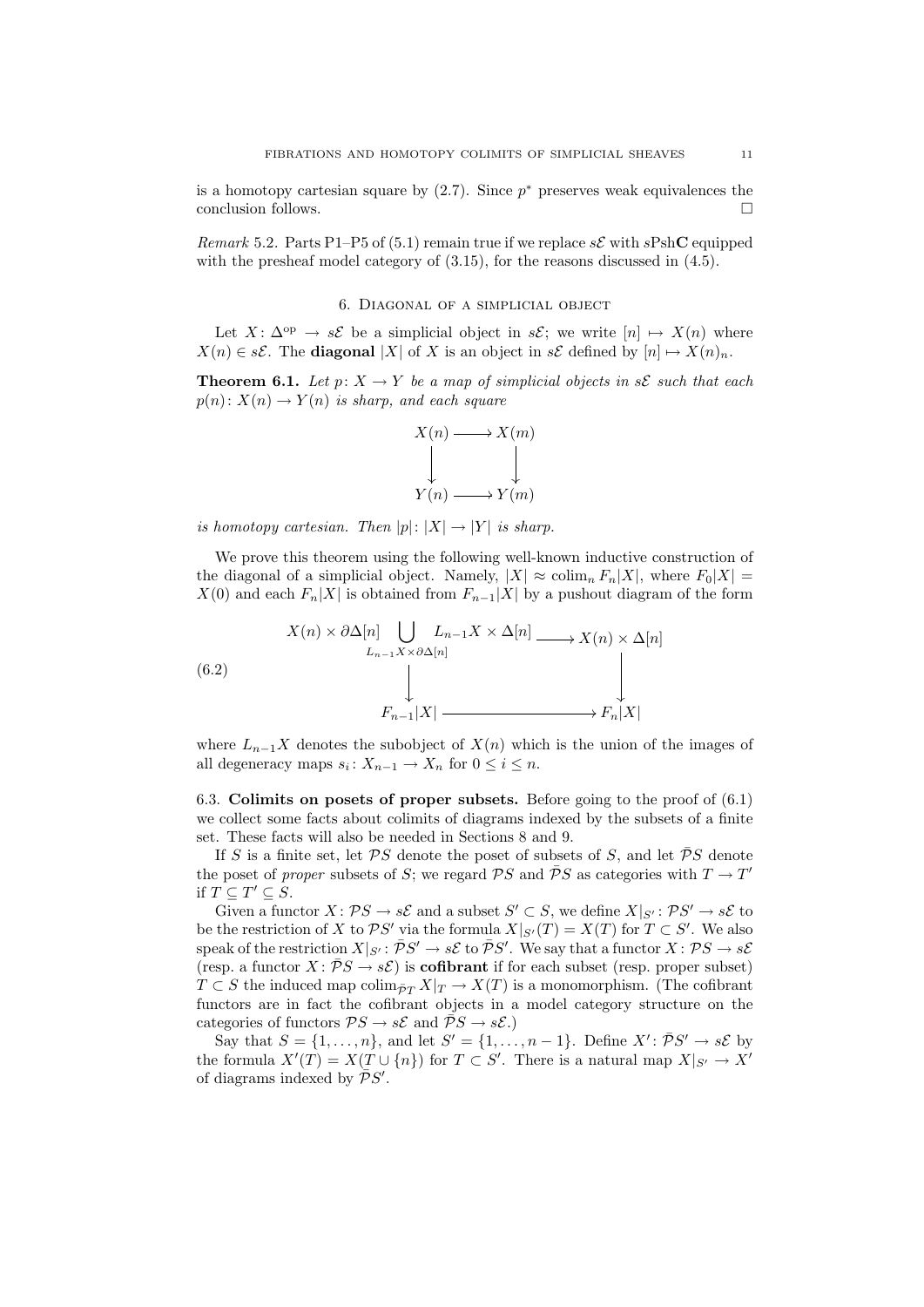is a homotopy cartesian square by (2.7). Since $p^*$ preserves weak equivalences the conclusion follows. □

*Remark* 5.2. Parts P1–P5 of (5.1) remain true if we replace $s\mathcal{E}$ with $s\mathrm{Psh}\mathbf{C}$ equipped with the presheaf model category of (3.15), for the reasons discussed in (4.5).

## 6. Diagonal of a simplicial object

Let $X\colon \Delta^{\mathrm{op}} \to s\mathcal{E}$ be a simplicial object in $s\mathcal{E}$; we write $[n] \mapsto X(n)$ where $X(n) \in s\mathcal{E}$. The **diagonal** $|X|$ of $X$ is an object in $s\mathcal{E}$ defined by $[n] \mapsto X(n)_n$.

**Theorem 6.1.** *Let $p\colon X \to Y$ be a map of simplicial objects in $s\mathcal{E}$ such that each $p(n)\colon X(n) \to Y(n)$ is sharp, and each square*

$$\begin{array}{ccc} X(n) & \longrightarrow & X(m) \\ \downarrow & & \downarrow \\ Y(n) & \longrightarrow & Y(m) \end{array}$$

*is homotopy cartesian. Then $|p|\colon |X| \to |Y|$ is sharp.*

We prove this theorem using the following well-known inductive construction of the diagonal of a simplicial object. Namely, $|X| \approx \operatorname{colim}_n F_n|X|$, where $F_0|X| = X(0)$ and each $F_n|X|$ is obtained from $F_{n-1}|X|$ by a pushout diagram of the form

$$(6.2)\qquad \begin{array}{ccc} X(n) \times \partial\Delta[n] \displaystyle\bigcup_{L_{n-1}X \times \partial\Delta[n]} L_{n-1}X \times \Delta[n] & \longrightarrow & X(n) \times \Delta[n] \\ \downarrow & & \downarrow \\ F_{n-1}|X| & \longrightarrow & F_n|X| \end{array}$$

where $L_{n-1}X$ denotes the subobject of $X(n)$ which is the union of the images of all degeneracy maps $s_i\colon X_{n-1} \to X_n$ for $0 \leq i \leq n$.

**6.3. Colimits on posets of proper subsets.** Before going to the proof of (6.1) we collect some facts about colimits of diagrams indexed by the subsets of a finite set. These facts will also be needed in Sections 8 and 9.

If $S$ is a finite set, let $\mathcal{P}S$ denote the poset of subsets of $S$, and let $\bar{\mathcal{P}}S$ denote the poset of *proper* subsets of $S$; we regard $\mathcal{P}S$ and $\bar{\mathcal{P}}S$ as categories with $T \to T'$ if $T \subseteq T' \subseteq S$.

Given a functor $X\colon \mathcal{P}S \to s\mathcal{E}$ and a subset $S' \subset S$, we define $X|_{S'}\colon \mathcal{P}S' \to s\mathcal{E}$ to be the restriction of $X$ to $\mathcal{P}S'$ via the formula $X|_{S'}(T) = X(T)$ for $T \subset S'$. We also speak of the restriction $X|_{S'}\colon \bar{\mathcal{P}}S' \to s\mathcal{E}$ to $\bar{\mathcal{P}}S'$. We say that a functor $X\colon \mathcal{P}S \to s\mathcal{E}$ (resp. a functor $X\colon \bar{\mathcal{P}}S \to s\mathcal{E}$) is **cofibrant** if for each subset (resp. proper subset) $T \subset S$ the induced map $\operatorname{colim}_{\bar{\mathcal{P}}T} X|_T \to X(T)$ is a monomorphism. (The cofibrant functors are in fact the cofibrant objects in a model category structure on the categories of functors $\mathcal{P}S \to s\mathcal{E}$ and $\bar{\mathcal{P}}S \to s\mathcal{E}$.)

Say that $S = \{1, \dots, n\}$, and let $S' = \{1, \dots, n-1\}$. Define $X'\colon \bar{\mathcal{P}}S' \to s\mathcal{E}$ by the formula $X'(T) = X(T \cup \{n\})$ for $T \subset S'$. There is a natural map $X|_{S'} \to X'$ of diagrams indexed by $\bar{\mathcal{P}}S'$.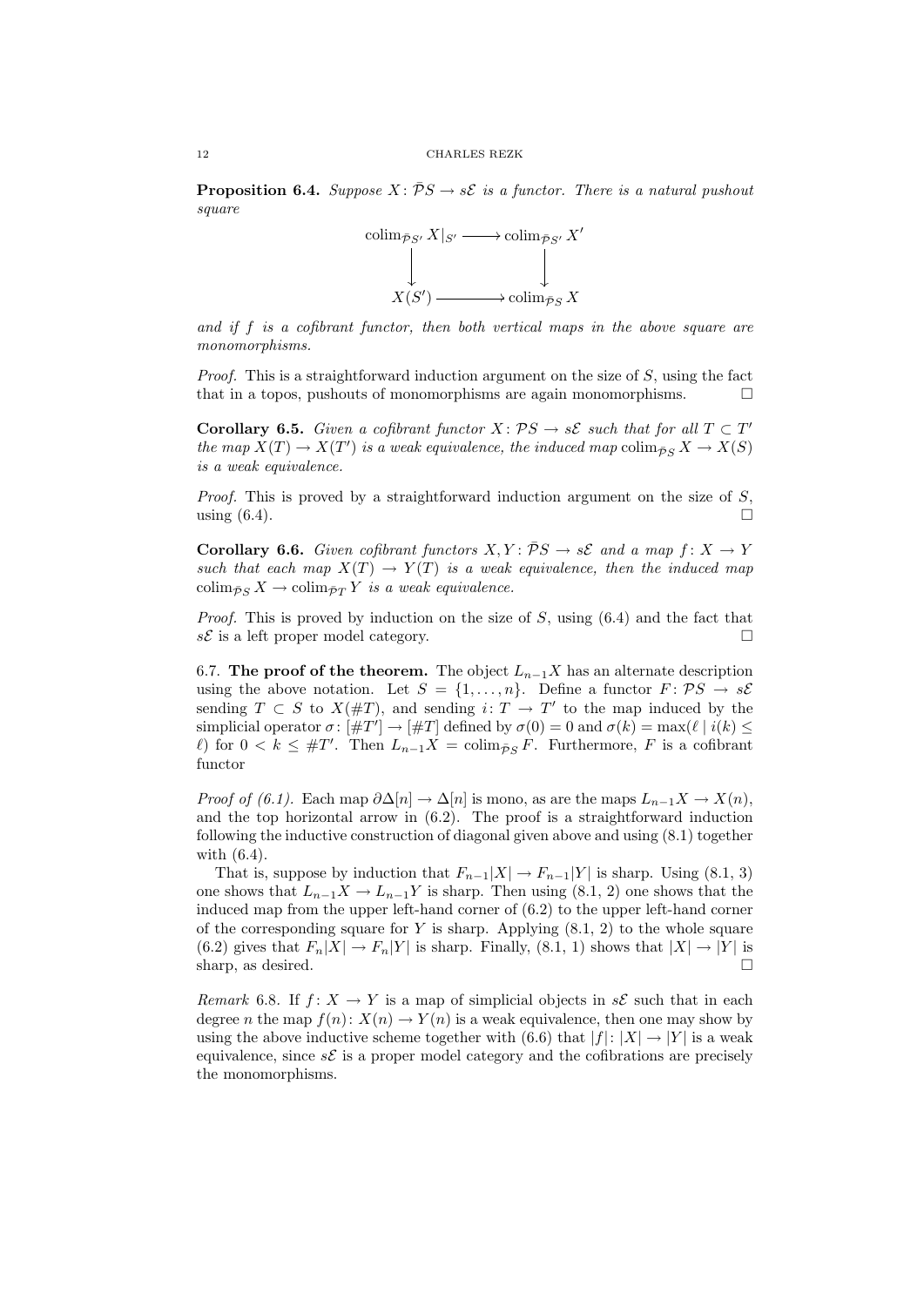**Proposition 6.4.** *Suppose $X\colon \bar{\mathcal{P}}S \to s\mathcal{E}$ is a functor. There is a natural pushout square*

$$\begin{array}{ccc}
\operatorname{colim}_{\bar{\mathcal{P}}S'} X|_{S'} & \longrightarrow & \operatorname{colim}_{\bar{\mathcal{P}}S'} X' \\
\big\downarrow & & \big\downarrow \\
X(S') & \longrightarrow & \operatorname{colim}_{\bar{\mathcal{P}}S} X
\end{array}$$

*and if $f$ is a cofibrant functor, then both vertical maps in the above square are monomorphisms.*

*Proof.* This is a straightforward induction argument on the size of $S$, using the fact that in a topos, pushouts of monomorphisms are again monomorphisms. □

**Corollary 6.5.** *Given a cofibrant functor $X\colon \mathcal{P}S \to s\mathcal{E}$ such that for all $T \subset T'$ the map $X(T) \to X(T')$ is a weak equivalence, the induced map $\operatorname{colim}_{\bar{\mathcal{P}}S} X \to X(S)$ is a weak equivalence.*

*Proof.* This is proved by a straightforward induction argument on the size of $S$, using (6.4). □

**Corollary 6.6.** *Given cofibrant functors $X, Y\colon \bar{\mathcal{P}}S \to s\mathcal{E}$ and a map $f\colon X \to Y$ such that each map $X(T) \to Y(T)$ is a weak equivalence, then the induced map $\operatorname{colim}_{\bar{\mathcal{P}}S} X \to \operatorname{colim}_{\bar{\mathcal{P}}T} Y$ is a weak equivalence.*

*Proof.* This is proved by induction on the size of $S$, using (6.4) and the fact that $s\mathcal{E}$ is a left proper model category. □

6.7. **The proof of the theorem.** The object $L_{n-1}X$ has an alternate description using the above notation. Let $S = \{1, \dots, n\}$. Define a functor $F\colon \mathcal{P}S \to s\mathcal{E}$ sending $T \subset S$ to $X(\#T)$, and sending $i\colon T \to T'$ to the map induced by the simplicial operator $\sigma\colon [\#T'] \to [\#T]$ defined by $\sigma(0) = 0$ and $\sigma(k) = \max(\ell \mid i(k) \leq \ell)$ for $0 < k \leq \#T'$. Then $L_{n-1}X = \operatorname{colim}_{\bar{\mathcal{P}}S} F$. Furthermore, $F$ is a cofibrant functor

*Proof of (6.1).* Each map $\partial\Delta[n] \to \Delta[n]$ is mono, as are the maps $L_{n-1}X \to X(n)$, and the top horizontal arrow in (6.2). The proof is a straightforward induction following the inductive construction of diagonal given above and using (8.1) together with (6.4).

That is, suppose by induction that $F_{n-1}|X| \to F_{n-1}|Y|$ is sharp. Using (8.1, 3) one shows that $L_{n-1}X \to L_{n-1}Y$ is sharp. Then using (8.1, 2) one shows that the induced map from the upper left-hand corner of (6.2) to the upper left-hand corner of the corresponding square for $Y$ is sharp. Applying (8.1, 2) to the whole square (6.2) gives that $F_n|X| \to F_n|Y|$ is sharp. Finally, (8.1, 1) shows that $|X| \to |Y|$ is sharp, as desired. □

*Remark* 6.8. If $f\colon X \to Y$ is a map of simplicial objects in $s\mathcal{E}$ such that in each degree $n$ the map $f(n)\colon X(n) \to Y(n)$ is a weak equivalence, then one may show by using the above inductive scheme together with (6.6) that $|f|\colon |X| \to |Y|$ is a weak equivalence, since $s\mathcal{E}$ is a proper model category and the cofibrations are precisely the monomorphisms.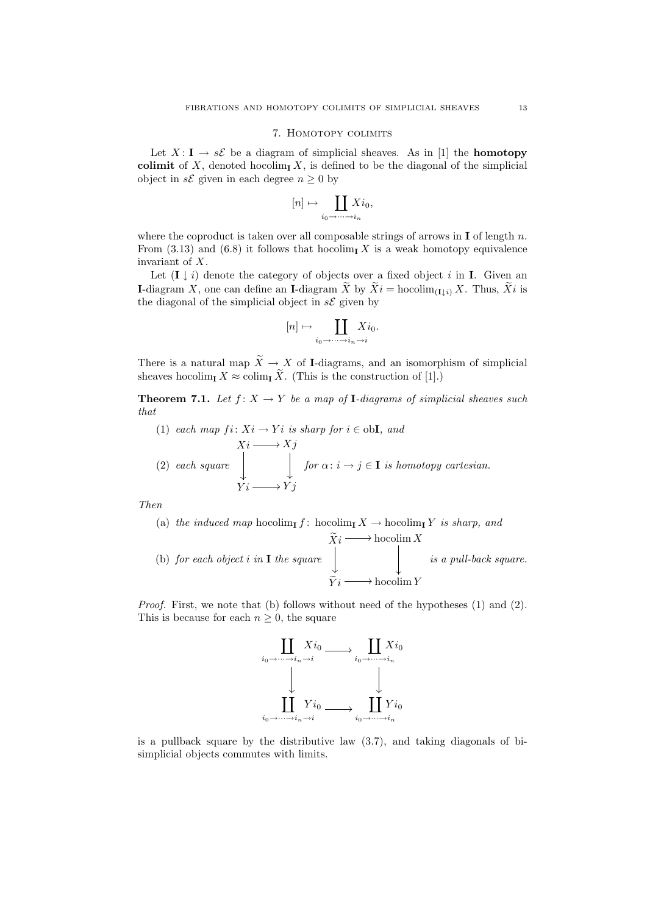## 7. Homotopy colimits

Let $X\colon \mathbf{I} \to s\mathcal{E}$ be a diagram of simplicial sheaves. As in [1] the **homotopy colimit** of $X$, denoted $\operatorname{hocolim}_{\mathbf{I}} X$, is defined to be the diagonal of the simplicial object in $s\mathcal{E}$ given in each degree $n \geq 0$ by

$$[n] \mapsto \coprod_{i_0 \to \cdots \to i_n} X i_0,$$

where the coproduct is taken over all composable strings of arrows in $\mathbf{I}$ of length $n$. From (3.13) and (6.8) it follows that $\operatorname{hocolim}_{\mathbf{I}} X$ is a weak homotopy equivalence invariant of $X$.

Let $(\mathbf{I} \downarrow i)$ denote the category of objects over a fixed object $i$ in $\mathbf{I}$. Given an $\mathbf{I}$-diagram $X$, one can define an $\mathbf{I}$-diagram $\widetilde{X}$ by $\widetilde{X} i = \operatorname{hocolim}_{(\mathbf{I}\downarrow i)} X$. Thus, $\widetilde{X} i$ is the diagonal of the simplicial object in $s\mathcal{E}$ given by

$$[n] \mapsto \coprod_{i_0 \to \cdots \to i_n \to i} X i_0.$$

There is a natural map $\widetilde{X} \to X$ of $\mathbf{I}$-diagrams, and an isomorphism of simplicial sheaves $\operatorname{hocolim}_{\mathbf{I}} X \approx \operatorname{colim}_{\mathbf{I}} \widetilde{X}$. (This is the construction of [1].)

**Theorem 7.1.** *Let $f\colon X \to Y$ be a map of $\mathbf{I}$-diagrams of simplicial sheaves such that*

(1) *each map $fi\colon Xi \to Yi$ is sharp for $i \in \operatorname{ob}\mathbf{I}$, and*

(2) *each square*
$$\begin{array}{ccc} Xi & \longrightarrow & Xj \\ \downarrow & & \downarrow \\ Yi & \longrightarrow & Yj \end{array}$$
*for $\alpha\colon i \to j \in \mathbf{I}$ is homotopy cartesian.*

*Then*

(a) *the induced map $\operatorname{hocolim}_{\mathbf{I}} f\colon \operatorname{hocolim}_{\mathbf{I}} X \to \operatorname{hocolim}_{\mathbf{I}} Y$ is sharp, and*

(b) *for each object $i$ in $\mathbf{I}$ the square*
$$\begin{array}{ccc} \widetilde{X} i & \longrightarrow & \operatorname{hocolim} X \\ \downarrow & & \downarrow \\ \widetilde{Y} i & \longrightarrow & \operatorname{hocolim} Y \end{array}$$
*is a pull-back square.*

*Proof.* First, we note that (b) follows without need of the hypotheses (1) and (2). This is because for each $n \geq 0$, the square

$$\begin{array}{ccc} \displaystyle\coprod_{i_0 \to \cdots \to i_n \to i} X i_0 & \longrightarrow & \displaystyle\coprod_{i_0 \to \cdots \to i_n} X i_0 \\ \downarrow & & \downarrow \\ \displaystyle\coprod_{i_0 \to \cdots \to i_n \to i} Y i_0 & \longrightarrow & \displaystyle\coprod_{i_0 \to \cdots \to i_n} Y i_0 \end{array}$$

is a pullback square by the distributive law (3.7), and taking diagonals of bisimplicial objects commutes with limits.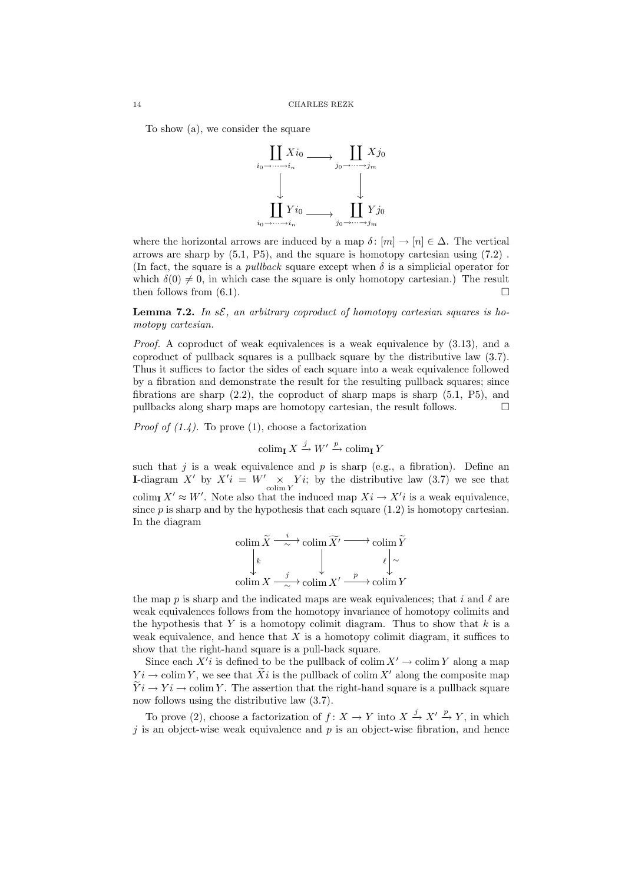To show (a), we consider the square

$$\begin{array}{ccc}
\coprod_{i_0\to\cdots\to i_n} X i_0 & \longrightarrow & \coprod_{j_0\to\cdots\to j_m} X j_0 \\
\big\downarrow & & \big\downarrow \\
\coprod_{i_0\to\cdots\to i_n} Y i_0 & \longrightarrow & \coprod_{j_0\to\cdots\to j_m} Y j_0
\end{array}$$

where the horizontal arrows are induced by a map $\delta\colon [m] \to [n] \in \Delta$. The vertical arrows are sharp by (5.1, P5), and the square is homotopy cartesian using (7.2) . (In fact, the square is a *pullback* square except when $\delta$ is a simplicial operator for which $\delta(0) \neq 0$, in which case the square is only homotopy cartesian.) The result then follows from (6.1). $\square$

**Lemma 7.2.** *In $s\mathcal{E}$, an arbitrary coproduct of homotopy cartesian squares is homotopy cartesian.*

*Proof.* A coproduct of weak equivalences is a weak equivalence by (3.13), and a coproduct of pullback squares is a pullback square by the distributive law (3.7). Thus it suffices to factor the sides of each square into a weak equivalence followed by a fibration and demonstrate the result for the resulting pullback squares; since fibrations are sharp (2.2), the coproduct of sharp maps is sharp (5.1, P5), and pullbacks along sharp maps are homotopy cartesian, the result follows. $\square$

*Proof of (1.4).* To prove (1), choose a factorization

$$\operatorname{colim}_{\mathbf{I}} X \xrightarrow{j} W' \xrightarrow{p} \operatorname{colim}_{\mathbf{I}} Y$$

such that $j$ is a weak equivalence and $p$ is sharp (e.g., a fibration). Define an $\mathbf{I}$-diagram $X'$ by $X'i = W' \underset{\operatorname{colim} Y}{\times} Yi$; by the distributive law (3.7) we see that $\operatorname{colim}_{\mathbf{I}} X' \approx W'$. Note also that the induced map $Xi \to X'i$ is a weak equivalence, since $p$ is sharp and by the hypothesis that each square (1.2) is homotopy cartesian. In the diagram

$$\begin{array}{ccccc}
\operatorname{colim} \widetilde{X} & \xrightarrow[\sim]{i} & \operatorname{colim} \widetilde{X'} & \longrightarrow & \operatorname{colim} \widetilde{Y} \\
\big\downarrow k & & \big\downarrow & & \big\downarrow \ell\, \sim \\
\operatorname{colim} X & \xrightarrow[\sim]{j} & \operatorname{colim} X' & \xrightarrow{p} & \operatorname{colim} Y
\end{array}$$

the map $p$ is sharp and the indicated maps are weak equivalences; that $i$ and $\ell$ are weak equivalences follows from the homotopy invariance of homotopy colimits and the hypothesis that $Y$ is a homotopy colimit diagram. Thus to show that $k$ is a weak equivalence, and hence that $X$ is a homotopy colimit diagram, it suffices to show that the right-hand square is a pull-back square.

Since each $X'i$ is defined to be the pullback of $\operatorname{colim} X' \to \operatorname{colim} Y$ along a map $Yi \to \operatorname{colim} Y$, we see that $\widetilde{X}i$ is the pullback of $\operatorname{colim} X'$ along the composite map $\widetilde{Y}i \to Yi \to \operatorname{colim} Y$. The assertion that the right-hand square is a pullback square now follows using the distributive law (3.7).

To prove (2), choose a factorization of $f\colon X \to Y$ into $X \xrightarrow{j} X' \xrightarrow{p} Y$, in which $j$ is an object-wise weak equivalence and $p$ is an object-wise fibration, and hence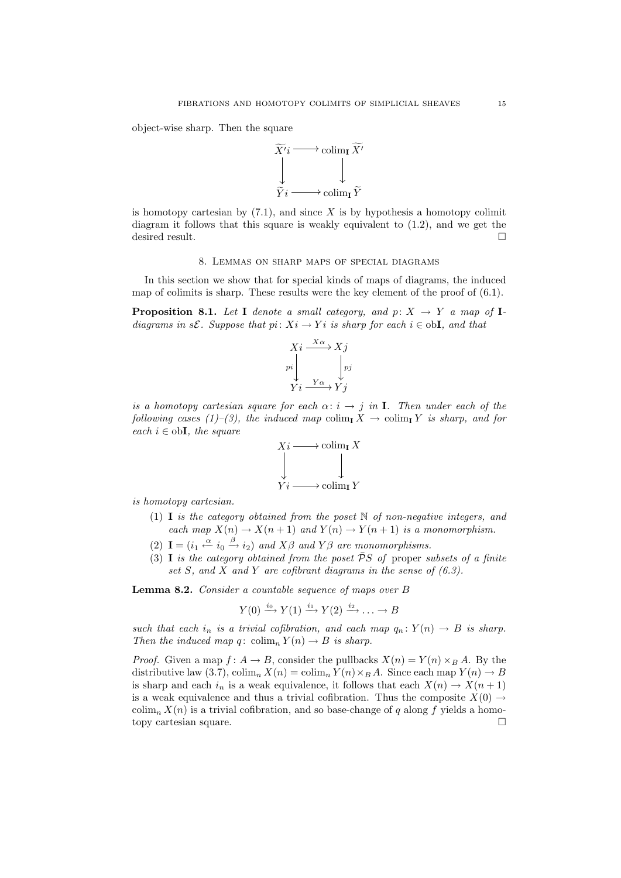object-wise sharp. Then the square

$$\begin{array}{ccc} \widetilde{X'}i & \longrightarrow & \operatorname{colim}_{\mathbf{I}} \widetilde{X'} \\ \downarrow & & \downarrow \\ \widetilde{Y}i & \longrightarrow & \operatorname{colim}_{\mathbf{I}} \widetilde{Y} \end{array}$$

is homotopy cartesian by (7.1), and since $X$ is by hypothesis a homotopy colimit diagram it follows that this square is weakly equivalent to (1.2), and we get the desired result. □

## 8. Lemmas on sharp maps of special diagrams

In this section we show that for special kinds of maps of diagrams, the induced map of colimits is sharp. These results were the key element of the proof of (6.1).

**Proposition 8.1.** *Let* $\mathbf{I}$ *denote a small category, and* $p\colon X \to Y$ *a map of* $\mathbf{I}$*-diagrams in* $s\mathcal{E}$*. Suppose that* $pi\colon Xi \to Yi$ *is sharp for each* $i \in \operatorname{ob}\mathbf{I}$*, and that*

$$\begin{array}{ccc} Xi & \xrightarrow{X\alpha} & Xj \\ {\scriptstyle pi}\downarrow & & \downarrow{\scriptstyle pj} \\ Yi & \xrightarrow{Y\alpha} & Yj \end{array}$$

*is a homotopy cartesian square for each* $\alpha\colon i \to j$ *in* $\mathbf{I}$*. Then under each of the following cases (1)–(3), the induced map* $\operatorname{colim}_{\mathbf{I}} X \to \operatorname{colim}_{\mathbf{I}} Y$ *is sharp, and for each* $i \in \operatorname{ob}\mathbf{I}$*, the square*

$$\begin{array}{ccc} Xi & \longrightarrow & \operatorname{colim}_{\mathbf{I}} X \\ \downarrow & & \downarrow \\ Yi & \longrightarrow & \operatorname{colim}_{\mathbf{I}} Y \end{array}$$

*is homotopy cartesian.*

1. $\mathbf{I}$ *is the category obtained from the poset* $\mathbb{N}$ *of non-negative integers, and each map* $X(n) \to X(n+1)$ *and* $Y(n) \to Y(n+1)$ *is a monomorphism.*
2. $\mathbf{I} = (i_1 \xleftarrow{\alpha} i_0 \xrightarrow{\beta} i_2)$ *and* $X\beta$ *and* $Y\beta$ *are monomorphisms.*
3. $\mathbf{I}$ *is the category obtained from the poset* $\bar{\mathcal{P}}S$ *of* proper *subsets of a finite set* $S$*, and* $X$ *and* $Y$ *are cofibrant diagrams in the sense of (6.3).*

**Lemma 8.2.** *Consider a countable sequence of maps over* $B$

$$Y(0) \xrightarrow{i_0} Y(1) \xrightarrow{i_1} Y(2) \xrightarrow{i_2} \ldots \to B$$

*such that each* $i_n$ *is a trivial cofibration, and each map* $q_n\colon Y(n) \to B$ *is sharp. Then the induced map* $q\colon \operatorname{colim}_n Y(n) \to B$ *is sharp.*

*Proof.* Given a map $f\colon A \to B$, consider the pullbacks $X(n) = Y(n) \times_B A$. By the distributive law (3.7), $\operatorname{colim}_n X(n) = \operatorname{colim}_n Y(n) \times_B A$. Since each map $Y(n) \to B$ is sharp and each $i_n$ is a weak equivalence, it follows that each $X(n) \to X(n+1)$ is a weak equivalence and thus a trivial cofibration. Thus the composite $X(0) \to \operatorname{colim}_n X(n)$ is a trivial cofibration, and so base-change of $q$ along $f$ yields a homotopy cartesian square. □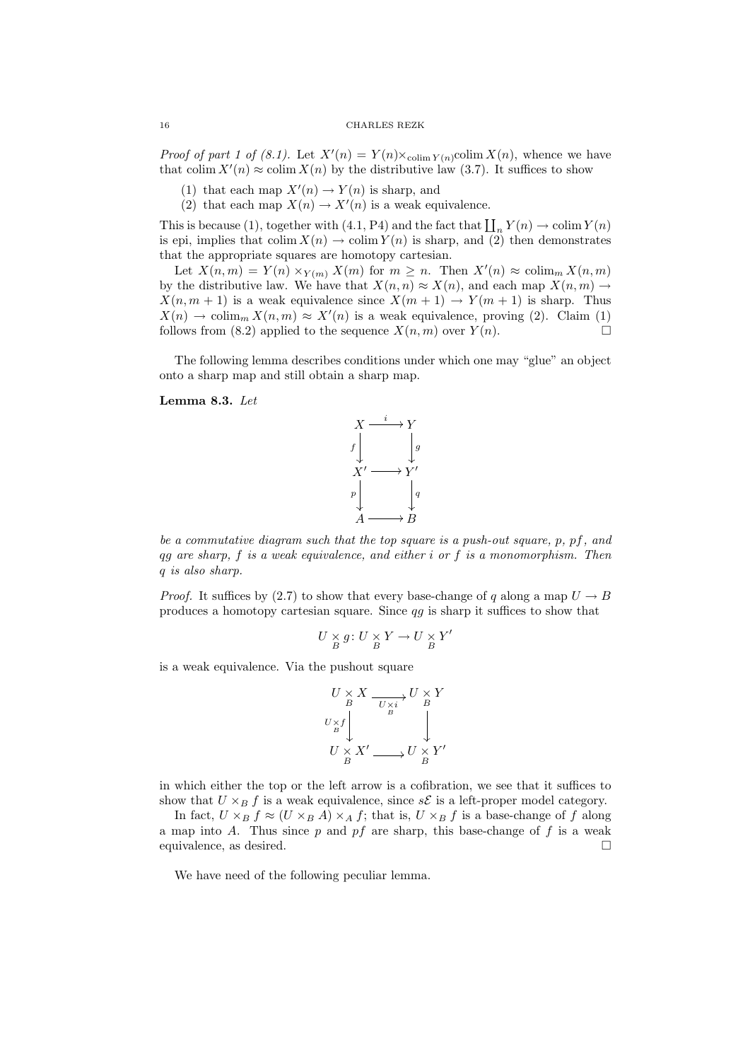*Proof of part 1 of (8.1).* Let $X'(n) = Y(n) \times_{\operatorname{colim} Y(n)} \operatorname{colim} X(n)$, whence we have that $\operatorname{colim} X'(n) \approx \operatorname{colim} X(n)$ by the distributive law (3.7). It suffices to show

1. that each map $X'(n) \to Y(n)$ is sharp, and
2. that each map $X(n) \to X'(n)$ is a weak equivalence.

This is because (1), together with (4.1, P4) and the fact that $\coprod_n Y(n) \to \operatorname{colim} Y(n)$ is epi, implies that $\operatorname{colim} X(n) \to \operatorname{colim} Y(n)$ is sharp, and (2) then demonstrates that the appropriate squares are homotopy cartesian.

Let $X(n,m) = Y(n) \times_{Y(m)} X(m)$ for $m \geq n$. Then $X'(n) \approx \operatorname{colim}_m X(n,m)$ by the distributive law. We have that $X(n,n) \approx X(n)$, and each map $X(n,m) \to X(n,m+1)$ is a weak equivalence since $X(m+1) \to Y(m+1)$ is sharp. Thus $X(n) \to \operatorname{colim}_m X(n,m) \approx X'(n)$ is a weak equivalence, proving (2). Claim (1) follows from (8.2) applied to the sequence $X(n,m)$ over $Y(n)$. $\square$

The following lemma describes conditions under which one may "glue" an object onto a sharp map and still obtain a sharp map.

**Lemma 8.3.** *Let*

$$
\begin{array}{ccc}
X & \xrightarrow{i} & Y \\
{\scriptstyle f}\downarrow & & \downarrow{\scriptstyle g} \\
X' & \longrightarrow & Y' \\
{\scriptstyle p}\downarrow & & \downarrow{\scriptstyle q} \\
A & \longrightarrow & B
\end{array}
$$

*be a commutative diagram such that the top square is a push-out square, $p$, $pf$, and $qg$ are sharp, $f$ is a weak equivalence, and either $i$ or $f$ is a monomorphism. Then $q$ is also sharp.*

*Proof.* It suffices by (2.7) to show that every base-change of $q$ along a map $U \to B$ produces a homotopy cartesian square. Since $qg$ is sharp it suffices to show that

$$U \underset{B}{\times} g \colon U \underset{B}{\times} Y \to U \underset{B}{\times} Y'$$

is a weak equivalence. Via the pushout square

$$
\begin{array}{ccc}
U \underset{B}{\times} X & \xrightarrow{U \underset{B}{\times} i} & U \underset{B}{\times} Y \\
{\scriptstyle U \underset{B}{\times} f}\downarrow & & \downarrow \\
U \underset{B}{\times} X' & \longrightarrow & U \underset{B}{\times} Y'
\end{array}
$$

in which either the top or the left arrow is a cofibration, we see that it suffices to show that $U \times_B f$ is a weak equivalence, since $s\mathcal{E}$ is a left-proper model category.

In fact, $U \times_B f \approx (U \times_B A) \times_A f$; that is, $U \times_B f$ is a base-change of $f$ along a map into $A$. Thus since $p$ and $pf$ are sharp, this base-change of $f$ is a weak equivalence, as desired. $\square$

We have need of the following peculiar lemma.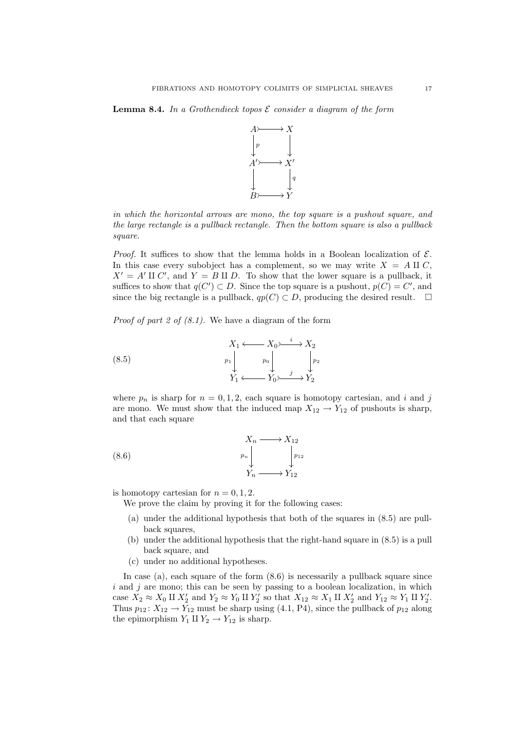**Lemma 8.4.** *In a Grothendieck topos $\mathcal{E}$ consider a diagram of the form*

$$\begin{array}{ccc} A & \rightarrowtail & X \\ {\scriptstyle p}\downarrow & & \downarrow \\ A' & \rightarrowtail & X' \\ \downarrow & & \downarrow{\scriptstyle q} \\ B & \rightarrowtail & Y \end{array}$$

*in which the horizontal arrows are mono, the top square is a pushout square, and the large rectangle is a pullback rectangle. Then the bottom square is also a pullback square.*

*Proof.* It suffices to show that the lemma holds in a Boolean localization of $\mathcal{E}$. In this case every subobject has a complement, so we may write $X = A \amalg C$, $X' = A' \amalg C'$, and $Y = B \amalg D$. To show that the lower square is a pullback, it suffices to show that $q(C') \subset D$. Since the top square is a pushout, $p(C) = C'$, and since the big rectangle is a pullback, $qp(C) \subset D$, producing the desired result. $\square$

*Proof of part 2 of (8.1).* We have a diagram of the form

$$\begin{array}{ccccc} X_1 & \longleftarrow & X_0 & \overset{i}{\rightarrowtail} & X_2 \\ {\scriptstyle p_1}\downarrow & & {\scriptstyle p_0}\downarrow & & \downarrow{\scriptstyle p_2} \\ Y_1 & \longleftarrow & Y_0 & \underset{j}{\rightarrowtail} & Y_2 \end{array} \tag{8.5}$$

where $p_n$ is sharp for $n = 0, 1, 2$, each square is homotopy cartesian, and $i$ and $j$ are mono. We must show that the induced map $X_{12} \to Y_{12}$ of pushouts is sharp, and that each square

$$\begin{array}{ccc} X_n & \longrightarrow & X_{12} \\ {\scriptstyle p_n}\downarrow & & \downarrow{\scriptstyle p_{12}} \\ Y_n & \longrightarrow & Y_{12} \end{array} \tag{8.6}$$

is homotopy cartesian for $n = 0, 1, 2$.

We prove the claim by proving it for the following cases:

- (a) under the additional hypothesis that both of the squares in (8.5) are pullback squares,
- (b) under the additional hypothesis that the right-hand square in (8.5) is a pull back square, and
- (c) under no additional hypotheses.

In case (a), each square of the form (8.6) is necessarily a pullback square since $i$ and $j$ are mono; this can be seen by passing to a boolean localization, in which case $X_2 \approx X_0 \amalg X'_2$ and $Y_2 \approx Y_0 \amalg Y'_2$ so that $X_{12} \approx X_1 \amalg X'_2$ and $Y_{12} \approx Y_1 \amalg Y'_2$. Thus $p_{12} \colon X_{12} \to Y_{12}$ must be sharp using (4.1, P4), since the pullback of $p_{12}$ along the epimorphism $Y_1 \amalg Y_2 \to Y_{12}$ is sharp.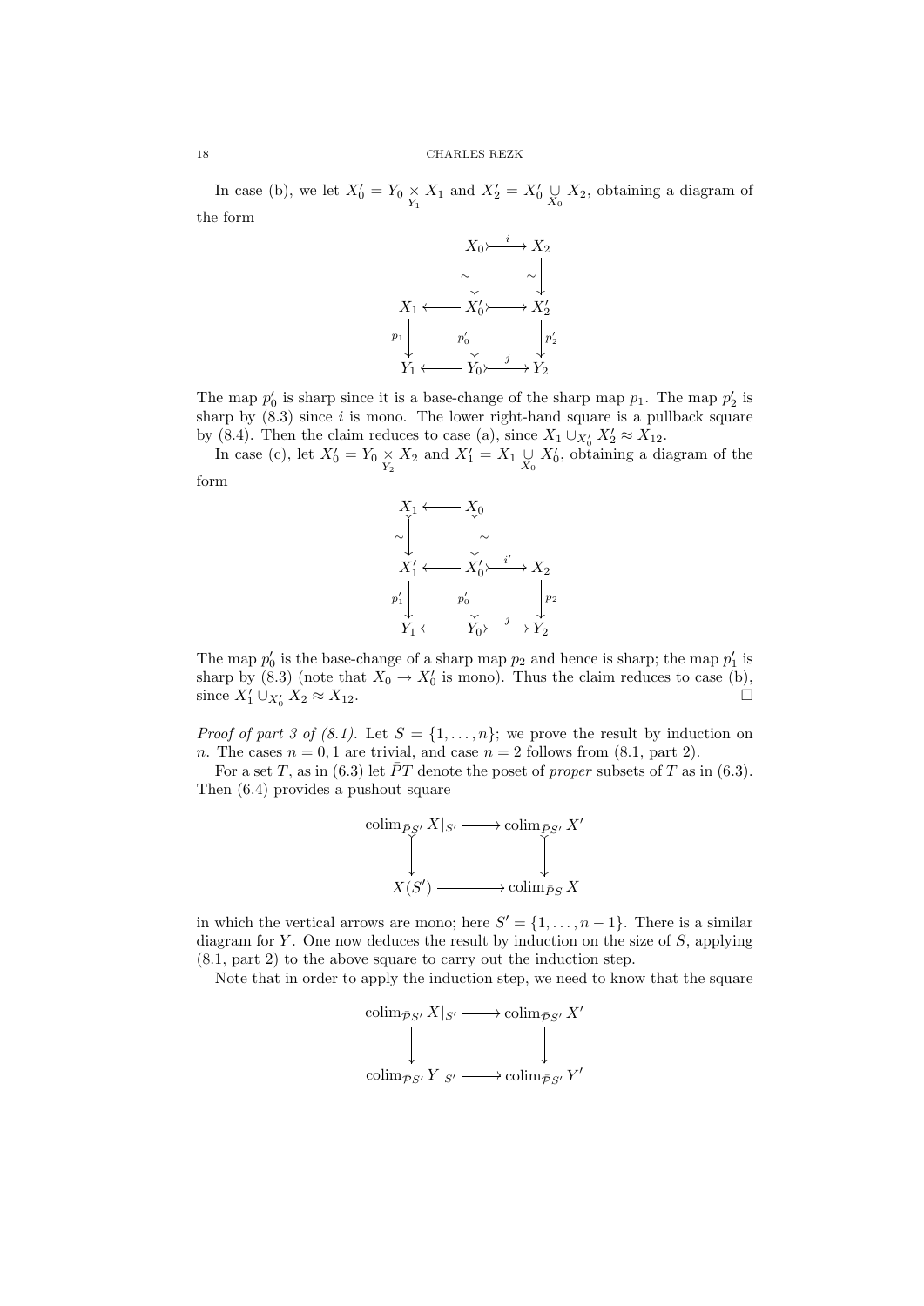In case (b), we let $X_0' = Y_0 \underset{Y_1}{\times} X_1$ and $X_2' = X_0' \underset{X_0}{\cup} X_2$, obtaining a diagram of the form

$$\begin{array}{ccccc}
 & & X_0 & \overset{i}{\rightarrowtail} & X_2 \\
 & & \sim\downarrow & & \sim\downarrow \\
X_1 & \longleftarrow & X_0' & \rightarrowtail & X_2' \\
p_1\downarrow & & p_0'\downarrow & & \downarrow p_2' \\
Y_1 & \longleftarrow & Y_0 & \overset{j}{\rightarrowtail} & Y_2
\end{array}$$

The map $p_0'$ is sharp since it is a base-change of the sharp map $p_1$. The map $p_2'$ is sharp by (8.3) since $i$ is mono. The lower right-hand square is a pullback square by (8.4). Then the claim reduces to case (a), since $X_1 \cup_{X_0'} X_2' \approx X_{12}$.

In case (c), let $X_0' = Y_0 \underset{Y_2}{\times} X_2$ and $X_1' = X_1 \underset{X_0}{\cup} X_0'$, obtaining a diagram of the form

$$\begin{array}{ccccc}
X_1 & \longleftarrow & X_0 & & \\
\sim\downarrow & & \downarrow\sim & & \\
X_1' & \longleftarrow & X_0' & \overset{i'}{\rightarrowtail} & X_2 \\
p_1'\downarrow & & p_0'\downarrow & & \downarrow p_2 \\
Y_1 & \longleftarrow & Y_0 & \overset{j}{\rightarrowtail} & Y_2
\end{array}$$

The map $p_0'$ is the base-change of a sharp map $p_2$ and hence is sharp; the map $p_1'$ is sharp by (8.3) (note that $X_0 \to X_0'$ is mono). Thus the claim reduces to case (b), since $X_1' \cup_{X_0'} X_2 \approx X_{12}$. $\square$

*Proof of part 3 of (8.1).* Let $S = \{1, \dots, n\}$; we prove the result by induction on $n$. The cases $n = 0, 1$ are trivial, and case $n = 2$ follows from (8.1, part 2).

For a set $T$, as in (6.3) let $\bar{P}T$ denote the poset of *proper* subsets of $T$ as in (6.3). Then (6.4) provides a pushout square

$$\begin{array}{ccc}
\operatorname{colim}_{\bar{P}S'} X|_{S'} & \longrightarrow & \operatorname{colim}_{\bar{P}S'} X' \\
\downarrow & & \downarrow \\
X(S') & \longrightarrow & \operatorname{colim}_{\bar{P}S} X
\end{array}$$

in which the vertical arrows are mono; here $S' = \{1, \dots, n-1\}$. There is a similar diagram for $Y$. One now deduces the result by induction on the size of $S$, applying (8.1, part 2) to the above square to carry out the induction step.

Note that in order to apply the induction step, we need to know that the square

$$\begin{array}{ccc}
\operatorname{colim}_{\bar{P}S'} X|_{S'} & \longrightarrow & \operatorname{colim}_{\bar{P}S'} X' \\
\downarrow & & \downarrow \\
\operatorname{colim}_{\bar{P}S'} Y|_{S'} & \longrightarrow & \operatorname{colim}_{\bar{P}S'} Y'
\end{array}$$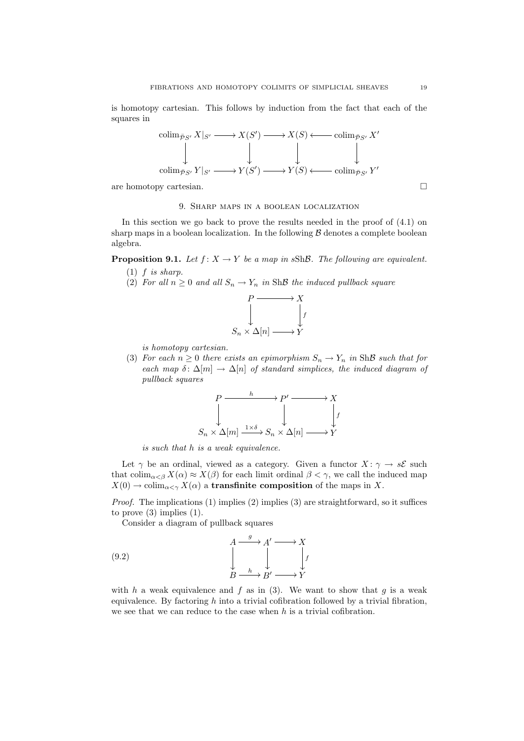is homotopy cartesian. This follows by induction from the fact that each of the squares in

$$
\begin{array}{ccccccc}
\operatorname{colim}_{\bar{\mathcal{P}}S'} X|_{S'} & \longrightarrow & X(S') & \longrightarrow & X(S) & \longleftarrow & \operatorname{colim}_{\bar{\mathcal{P}}S'} X' \\
\downarrow & & \downarrow & & \downarrow & & \downarrow \\
\operatorname{colim}_{\bar{\mathcal{P}}S'} Y|_{S'} & \longrightarrow & Y(S') & \longrightarrow & Y(S) & \longleftarrow & \operatorname{colim}_{\bar{\mathcal{P}}S'} Y'
\end{array}
$$

are homotopy cartesian. □

## 9. Sharp maps in a boolean localization

In this section we go back to prove the results needed in the proof of (4.1) on sharp maps in a boolean localization. In the following $\mathcal{B}$ denotes a complete boolean algebra.

**Proposition 9.1.** *Let $f\colon X \to Y$ be a map in $s\mathrm{Sh}\mathcal{B}$. The following are equivalent.*

1. *$f$ is sharp.*
2. *For all $n \geq 0$ and all $S_n \to Y_n$ in $\mathrm{Sh}\mathcal{B}$ the induced pullback square*

$$
\begin{array}{ccc}
P & \longrightarrow & X \\
\downarrow & & \downarrow f \\
S_n \times \Delta[n] & \longrightarrow & Y
\end{array}
$$

   *is homotopy cartesian.*

3. *For each $n \geq 0$ there exists an epimorphism $S_n \to Y_n$ in $\mathrm{Sh}\mathcal{B}$ such that for each map $\delta\colon \Delta[m] \to \Delta[n]$ of standard simplices, the induced diagram of pullback squares*

$$
\begin{array}{ccccc}
P & \xrightarrow{\ h\ } & P' & \longrightarrow & X \\
\downarrow & & \downarrow & & \downarrow f \\
S_n \times \Delta[m] & \xrightarrow{1\times\delta} & S_n \times \Delta[n] & \longrightarrow & Y
\end{array}
$$

   *is such that $h$ is a weak equivalence.*

Let $\gamma$ be an ordinal, viewed as a category. Given a functor $X\colon \gamma \to s\mathcal{E}$ such that $\operatorname{colim}_{\alpha<\beta} X(\alpha) \approx X(\beta)$ for each limit ordinal $\beta < \gamma$, we call the induced map $X(0) \to \operatorname{colim}_{\alpha<\gamma} X(\alpha)$ a **transfinite composition** of the maps in $X$.

*Proof.* The implications (1) implies (2) implies (3) are straightforward, so it suffices to prove (3) implies (1).

Consider a diagram of pullback squares

$$
\begin{array}{ccccc}
A & \xrightarrow{\ g\ } & A' & \longrightarrow & X \\
\downarrow & & \downarrow & & \downarrow f \\
B & \xrightarrow{\ h\ } & B' & \longrightarrow & Y
\end{array}
\tag{9.2}
$$

with $h$ a weak equivalence and $f$ as in (3). We want to show that $g$ is a weak equivalence. By factoring $h$ into a trivial cofibration followed by a trivial fibration, we see that we can reduce to the case when $h$ is a trivial cofibration.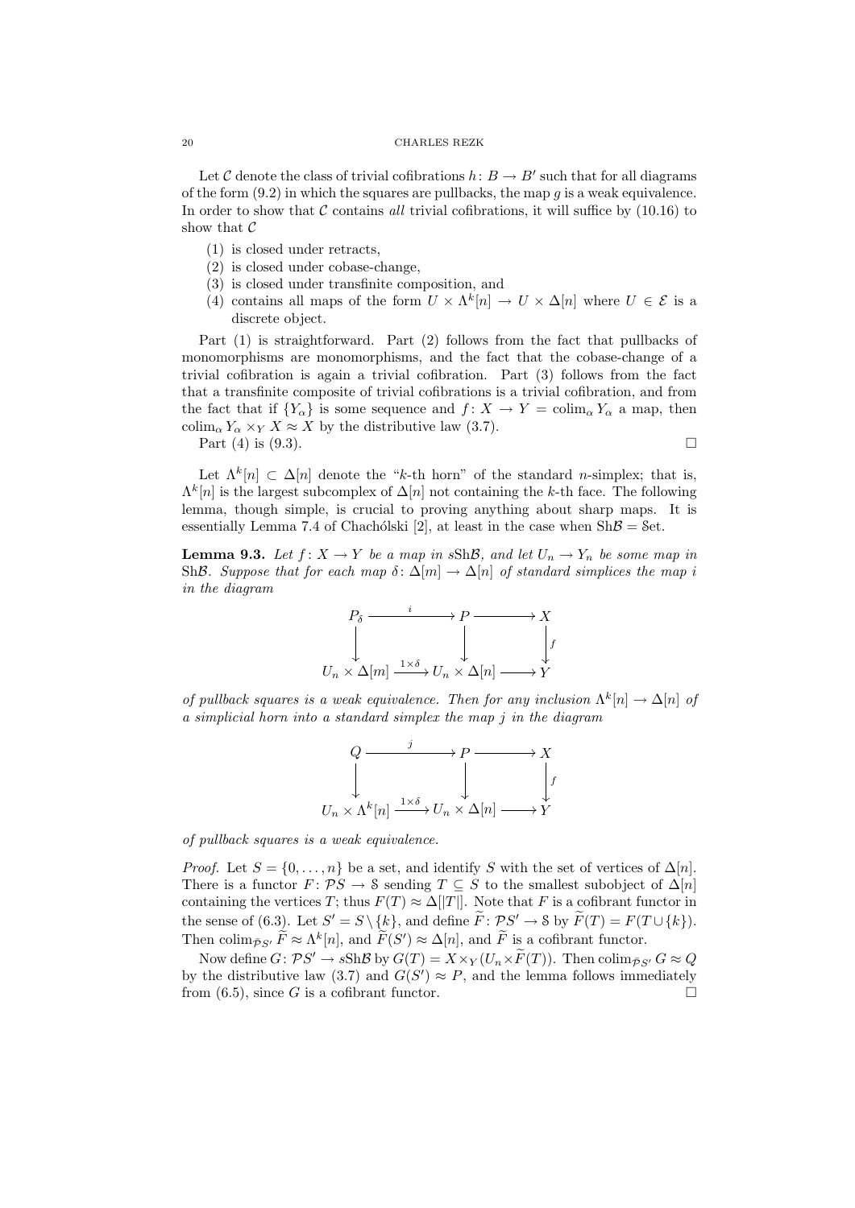Let $\mathcal{C}$ denote the class of trivial cofibrations $h\colon B \to B'$ such that for all diagrams of the form (9.2) in which the squares are pullbacks, the map $g$ is a weak equivalence. In order to show that $\mathcal{C}$ contains *all* trivial cofibrations, it will suffice by (10.16) to show that $\mathcal{C}$

1. is closed under retracts,
2. is closed under cobase-change,
3. is closed under transfinite composition, and
4. contains all maps of the form $U \times \Lambda^k[n] \to U \times \Delta[n]$ where $U \in \mathcal{E}$ is a discrete object.

Part (1) is straightforward. Part (2) follows from the fact that pullbacks of monomorphisms are monomorphisms, and the fact that the cobase-change of a trivial cofibration is again a trivial cofibration. Part (3) follows from the fact that a transfinite composite of trivial cofibrations is a trivial cofibration, and from the fact that if $\{Y_\alpha\}$ is some sequence and $f\colon X \to Y = \operatorname{colim}_\alpha Y_\alpha$ a map, then $\operatorname{colim}_\alpha Y_\alpha \times_Y X \approx X$ by the distributive law (3.7).

Part (4) is (9.3). $\square$

Let $\Lambda^k[n] \subset \Delta[n]$ denote the "$k$-th horn" of the standard $n$-simplex; that is, $\Lambda^k[n]$ is the largest subcomplex of $\Delta[n]$ not containing the $k$-th face. The following lemma, though simple, is crucial to proving anything about sharp maps. It is essentially Lemma 7.4 of Chachólski [2], at least in the case when $\mathrm{Sh}\mathcal{B} = \mathcal{S}\mathrm{et}$.

**Lemma 9.3.** *Let $f\colon X \to Y$ be a map in $s\mathrm{Sh}\mathcal{B}$, and let $U_n \to Y_n$ be some map in $\mathrm{Sh}\mathcal{B}$. Suppose that for each map $\delta\colon \Delta[m] \to \Delta[n]$ of standard simplices the map $i$ in the diagram*

$$\begin{array}{ccccc} P_\delta & \xrightarrow{\;i\;} & P & \longrightarrow & X \\ \downarrow & & \downarrow & & \downarrow f \\ U_n \times \Delta[m] & \xrightarrow{1\times\delta} & U_n \times \Delta[n] & \longrightarrow & Y \end{array}$$

*of pullback squares is a weak equivalence. Then for any inclusion $\Lambda^k[n] \to \Delta[n]$ of a simplicial horn into a standard simplex the map $j$ in the diagram*

$$\begin{array}{ccccc} Q & \xrightarrow{\;j\;} & P & \longrightarrow & X \\ \downarrow & & \downarrow & & \downarrow f \\ U_n \times \Lambda^k[n] & \xrightarrow{1\times\delta} & U_n \times \Delta[n] & \longrightarrow & Y \end{array}$$

*of pullback squares is a weak equivalence.*

*Proof.* Let $S = \{0, \dots, n\}$ be a set, and identify $S$ with the set of vertices of $\Delta[n]$. There is a functor $F\colon \mathcal{P}S \to \mathcal{S}$ sending $T \subseteq S$ to the smallest subobject of $\Delta[n]$ containing the vertices $T$; thus $F(T) \approx \Delta[|T|]$. Note that $F$ is a cofibrant functor in the sense of (6.3). Let $S' = S \setminus \{k\}$, and define $\widetilde{F}\colon \mathcal{P}S' \to \mathcal{S}$ by $\widetilde{F}(T) = F(T \cup \{k\})$. Then $\operatorname{colim}_{\bar{\mathcal{P}}S'} \widetilde{F} \approx \Lambda^k[n]$, and $\widetilde{F}(S') \approx \Delta[n]$, and $\widetilde{F}$ is a cofibrant functor.

Now define $G\colon \mathcal{P}S' \to s\mathrm{Sh}\mathcal{B}$ by $G(T) = X \times_Y (U_n \times \widetilde{F}(T))$. Then $\operatorname{colim}_{\bar{\mathcal{P}}S'} G \approx Q$ by the distributive law (3.7) and $G(S') \approx P$, and the lemma follows immediately from (6.5), since $G$ is a cofibrant functor. $\square$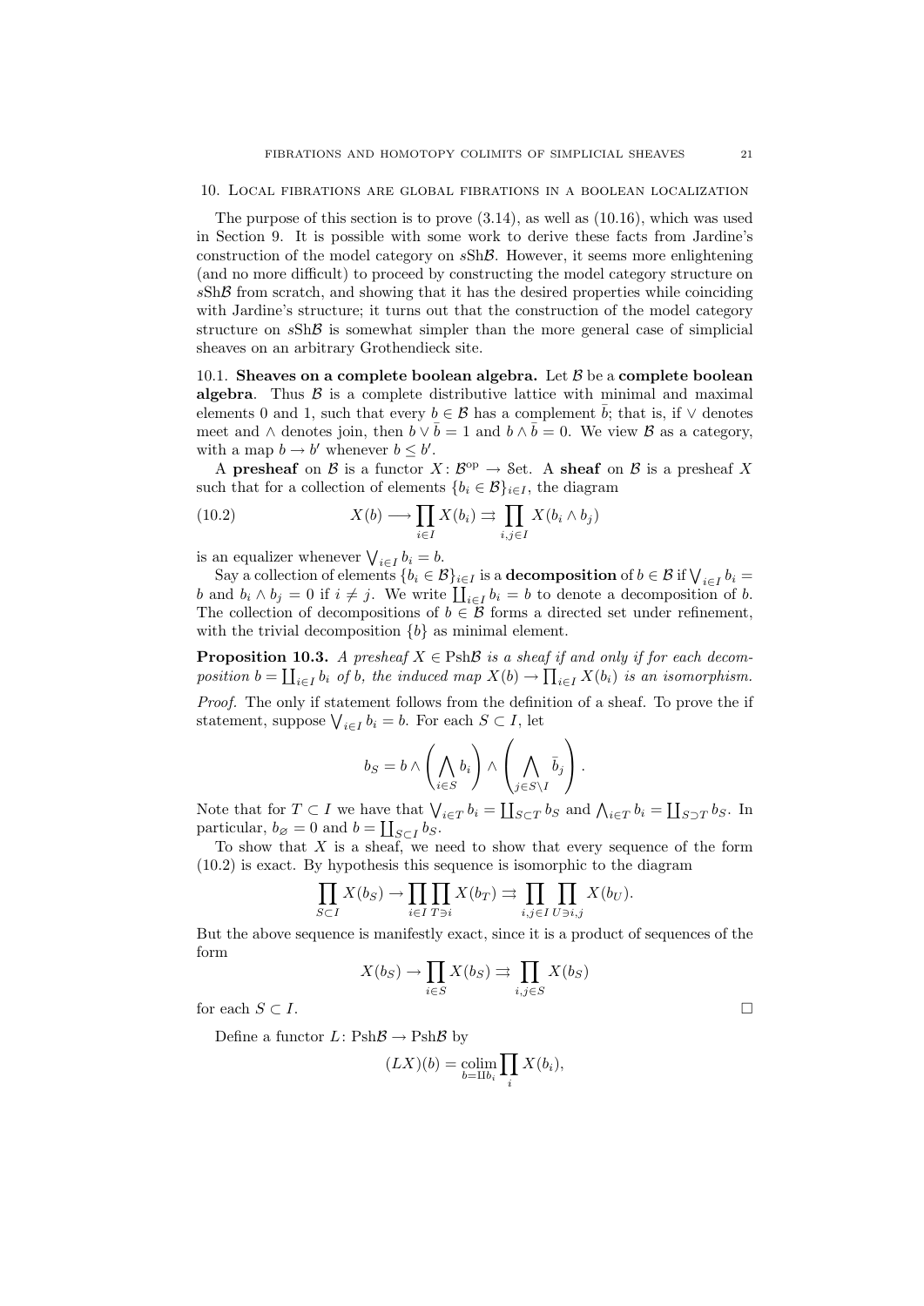## 10. Local fibrations are global fibrations in a boolean localization

The purpose of this section is to prove (3.14), as well as (10.16), which was used in Section 9. It is possible with some work to derive these facts from Jardine's construction of the model category on $s\mathrm{Sh}\mathcal{B}$. However, it seems more enlightening (and no more difficult) to proceed by constructing the model category structure on $s\mathrm{Sh}\mathcal{B}$ from scratch, and showing that it has the desired properties while coinciding with Jardine's structure; it turns out that the construction of the model category structure on $s\mathrm{Sh}\mathcal{B}$ is somewhat simpler than the more general case of simplicial sheaves on an arbitrary Grothendieck site.

10.1. **Sheaves on a complete boolean algebra.** Let $\mathcal{B}$ be a **complete boolean algebra**. Thus $\mathcal{B}$ is a complete distributive lattice with minimal and maximal elements 0 and 1, such that every $b \in \mathcal{B}$ has a complement $\bar{b}$; that is, if $\vee$ denotes meet and $\wedge$ denotes join, then $b \vee \bar{b} = 1$ and $b \wedge \bar{b} = 0$. We view $\mathcal{B}$ as a category, with a map $b \to b'$ whenever $b \leq b'$.

A **presheaf** on $\mathcal{B}$ is a functor $X\colon \mathcal{B}^{\mathrm{op}} \to \mathcal{S}\mathrm{et}$. A **sheaf** on $\mathcal{B}$ is a presheaf $X$ such that for a collection of elements $\{b_i \in \mathcal{B}\}_{i \in I}$, the diagram

$$X(b) \longrightarrow \prod_{i \in I} X(b_i) \rightrightarrows \prod_{i,j \in I} X(b_i \wedge b_j) \tag{10.2}$$

is an equalizer whenever $\bigvee_{i \in I} b_i = b$.

Say a collection of elements $\{b_i \in \mathcal{B}\}_{i \in I}$ is a **decomposition** of $b \in \mathcal{B}$ if $\bigvee_{i \in I} b_i = b$ and $b_i \wedge b_j = 0$ if $i \neq j$. We write $\coprod_{i \in I} b_i = b$ to denote a decomposition of $b$. The collection of decompositions of $b \in \mathcal{B}$ forms a directed set under refinement, with the trivial decomposition $\{b\}$ as minimal element.

**Proposition 10.3.** *A presheaf $X \in \mathrm{Psh}\mathcal{B}$ is a sheaf if and only if for each decomposition $b = \coprod_{i \in I} b_i$ of $b$, the induced map $X(b) \to \prod_{i \in I} X(b_i)$ is an isomorphism.*

*Proof.* The only if statement follows from the definition of a sheaf. To prove the if statement, suppose $\bigvee_{i \in I} b_i = b$. For each $S \subset I$, let

$$b_S = b \wedge \left( \bigwedge_{i \in S} b_i \right) \wedge \left( \bigwedge_{j \in S \setminus I} \bar{b}_j \right).$$

Note that for $T \subset I$ we have that $\bigvee_{i \in T} b_i = \coprod_{S \subset T} b_S$ and $\bigwedge_{i \in T} b_i = \coprod_{S \supset T} b_S$. In particular, $b_\varnothing = 0$ and $b = \coprod_{S \subset I} b_S$.

To show that $X$ is a sheaf, we need to show that every sequence of the form (10.2) is exact. By hypothesis this sequence is isomorphic to the diagram

$$\prod_{S \subset I} X(b_S) \to \prod_{i \in I} \prod_{T \ni i} X(b_T) \rightrightarrows \prod_{i,j \in I} \prod_{U \ni i,j} X(b_U).$$

But the above sequence is manifestly exact, since it is a product of sequences of the form

$$X(b_S) \to \prod_{i \in S} X(b_S) \rightrightarrows \prod_{i,j \in S} X(b_S)$$

for each $S \subset I$. $\square$

Define a functor $L\colon \mathrm{Psh}\mathcal{B} \to \mathrm{Psh}\mathcal{B}$ by

$$(LX)(b) = \operatorname*{colim}_{b = \amalg b_i} \prod_i X(b_i),$$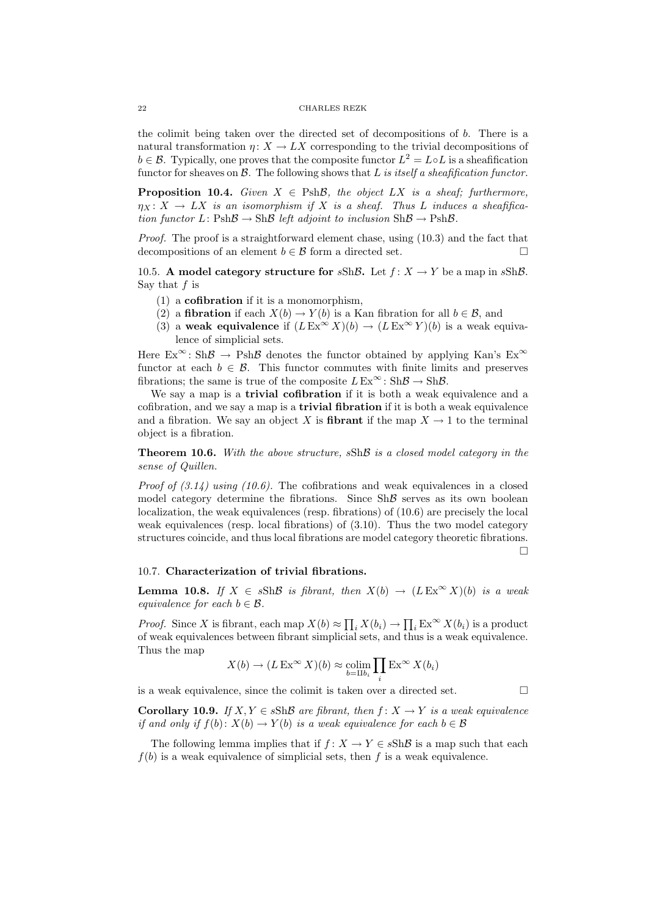the colimit being taken over the directed set of decompositions of $b$. There is a natural transformation $\eta\colon X \to LX$ corresponding to the trivial decompositions of $b \in \mathcal{B}$. Typically, one proves that the composite functor $L^2 = L \circ L$ is a sheafification functor for sheaves on $\mathcal{B}$. The following shows that $L$ *is itself a sheafification functor.*

**Proposition 10.4.** *Given $X \in \mathrm{Psh}\mathcal{B}$, the object $LX$ is a sheaf; furthermore, $\eta_X\colon X \to LX$ is an isomorphism if $X$ is a sheaf. Thus $L$ induces a sheafification functor $L\colon \mathrm{Psh}\mathcal{B} \to \mathrm{Sh}\mathcal{B}$ left adjoint to inclusion $\mathrm{Sh}\mathcal{B} \to \mathrm{Psh}\mathcal{B}$.*

*Proof.* The proof is a straightforward element chase, using (10.3) and the fact that decompositions of an element $b \in \mathcal{B}$ form a directed set. □

10.5. **A model category structure for $s\mathrm{Sh}\mathcal{B}$.** Let $f\colon X \to Y$ be a map in $s\mathrm{Sh}\mathcal{B}$. Say that $f$ is

1. a **cofibration** if it is a monomorphism,
2. a **fibration** if each $X(b) \to Y(b)$ is a Kan fibration for all $b \in \mathcal{B}$, and
3. a **weak equivalence** if $(L\,\mathrm{Ex}^\infty X)(b) \to (L\,\mathrm{Ex}^\infty Y)(b)$ is a weak equivalence of simplicial sets.

Here $\mathrm{Ex}^\infty\colon \mathrm{Sh}\mathcal{B} \to \mathrm{Psh}\mathcal{B}$ denotes the functor obtained by applying Kan's $\mathrm{Ex}^\infty$ functor at each $b \in \mathcal{B}$. This functor commutes with finite limits and preserves fibrations; the same is true of the composite $L\,\mathrm{Ex}^\infty\colon \mathrm{Sh}\mathcal{B} \to \mathrm{Sh}\mathcal{B}$.

We say a map is a **trivial cofibration** if it is both a weak equivalence and a cofibration, and we say a map is a **trivial fibration** if it is both a weak equivalence and a fibration. We say an object $X$ is **fibrant** if the map $X \to 1$ to the terminal object is a fibration.

**Theorem 10.6.** *With the above structure, $s\mathrm{Sh}\mathcal{B}$ is a closed model category in the sense of Quillen.*

*Proof of (3.14) using (10.6).* The cofibrations and weak equivalences in a closed model category determine the fibrations. Since $\mathrm{Sh}\mathcal{B}$ serves as its own boolean localization, the weak equivalences (resp. fibrations) of (10.6) are precisely the local weak equivalences (resp. local fibrations) of (3.10). Thus the two model category structures coincide, and thus local fibrations are model category theoretic fibrations. □

10.7. **Characterization of trivial fibrations.**

**Lemma 10.8.** *If $X \in s\mathrm{Sh}\mathcal{B}$ is fibrant, then $X(b) \to (L\,\mathrm{Ex}^\infty X)(b)$ is a weak equivalence for each $b \in \mathcal{B}$.*

*Proof.* Since $X$ is fibrant, each map $X(b) \approx \prod_i X(b_i) \to \prod_i \mathrm{Ex}^\infty X(b_i)$ is a product of weak equivalences between fibrant simplicial sets, and thus is a weak equivalence. Thus the map

$$X(b) \to (L\,\mathrm{Ex}^\infty X)(b) \approx \operatorname*{colim}_{b=\amalg b_i} \prod_i \mathrm{Ex}^\infty X(b_i)$$

is a weak equivalence, since the colimit is taken over a directed set. □

**Corollary 10.9.** *If $X, Y \in s\mathrm{Sh}\mathcal{B}$ are fibrant, then $f\colon X \to Y$ is a weak equivalence if and only if $f(b)\colon X(b) \to Y(b)$ is a weak equivalence for each $b \in \mathcal{B}$*

The following lemma implies that if $f\colon X \to Y \in s\mathrm{Sh}\mathcal{B}$ is a map such that each $f(b)$ is a weak equivalence of simplicial sets, then $f$ is a weak equivalence.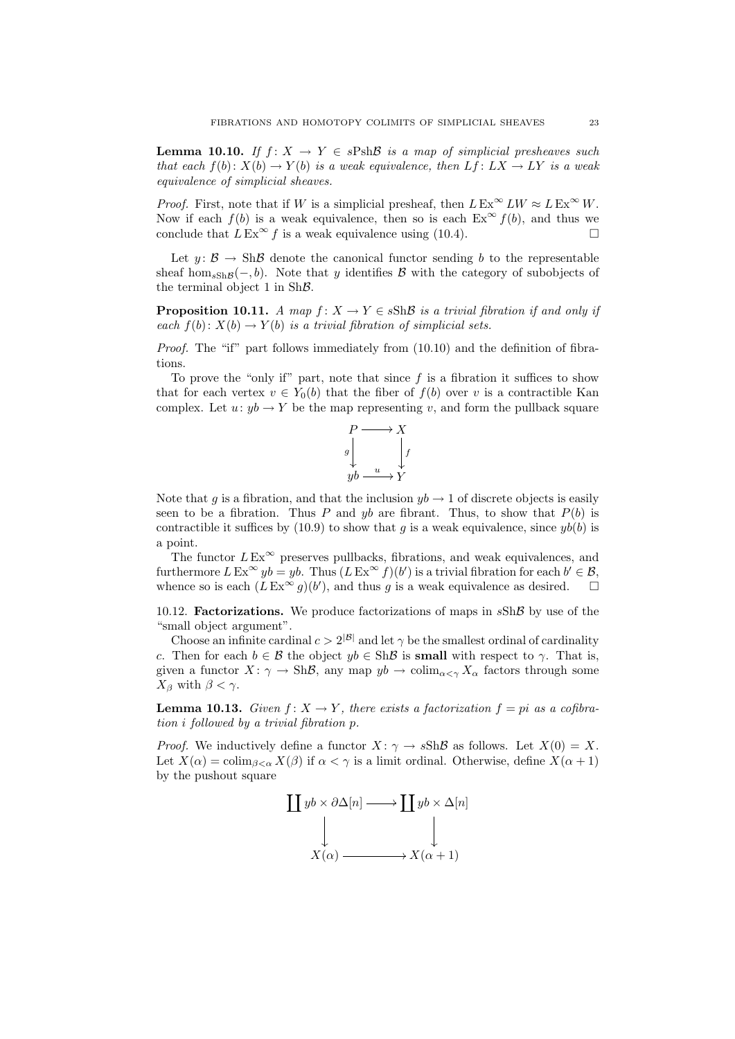**Lemma 10.10.** *If $f\colon X \to Y \in s\mathrm{Psh}\mathcal{B}$ is a map of simplicial presheaves such that each $f(b)\colon X(b) \to Y(b)$ is a weak equivalence, then $Lf\colon LX \to LY$ is a weak equivalence of simplicial sheaves.*

*Proof.* First, note that if $W$ is a simplicial presheaf, then $L\,\mathrm{Ex}^\infty LW \approx L\,\mathrm{Ex}^\infty W$. Now if each $f(b)$ is a weak equivalence, then so is each $\mathrm{Ex}^\infty f(b)$, and thus we conclude that $L\,\mathrm{Ex}^\infty f$ is a weak equivalence using (10.4). $\square$

Let $y\colon \mathcal{B} \to \mathrm{Sh}\mathcal{B}$ denote the canonical functor sending $b$ to the representable sheaf $\hom_{s\mathrm{Sh}\mathcal{B}}(-, b)$. Note that $y$ identifies $\mathcal{B}$ with the category of subobjects of the terminal object $1$ in $\mathrm{Sh}\mathcal{B}$.

**Proposition 10.11.** *A map $f\colon X \to Y \in s\mathrm{Sh}\mathcal{B}$ is a trivial fibration if and only if each $f(b)\colon X(b) \to Y(b)$ is a trivial fibration of simplicial sets.*

*Proof.* The "if" part follows immediately from (10.10) and the definition of fibrations.

To prove the "only if" part, note that since $f$ is a fibration it suffices to show that for each vertex $v \in Y_0(b)$ that the fiber of $f(b)$ over $v$ is a contractible Kan complex. Let $u\colon yb \to Y$ be the map representing $v$, and form the pullback square

$$\begin{array}{ccc} P & \longrightarrow & X \\ {\scriptstyle g}\downarrow & & \downarrow{\scriptstyle f} \\ yb & \xrightarrow{\;u\;} & Y \end{array}$$

Note that $g$ is a fibration, and that the inclusion $yb \to 1$ of discrete objects is easily seen to be a fibration. Thus $P$ and $yb$ are fibrant. Thus, to show that $P(b)$ is contractible it suffices by (10.9) to show that $g$ is a weak equivalence, since $yb(b)$ is a point.

The functor $L\,\mathrm{Ex}^\infty$ preserves pullbacks, fibrations, and weak equivalences, and furthermore $L\,\mathrm{Ex}^\infty yb = yb$. Thus $(L\,\mathrm{Ex}^\infty f)(b')$ is a trivial fibration for each $b' \in \mathcal{B}$, whence so is each $(L\,\mathrm{Ex}^\infty g)(b')$, and thus $g$ is a weak equivalence as desired. $\square$

10.12. **Factorizations.** We produce factorizations of maps in $s\mathrm{Sh}\mathcal{B}$ by use of the "small object argument".

Choose an infinite cardinal $c > 2^{|\mathcal{B}|}$ and let $\gamma$ be the smallest ordinal of cardinality $c$. Then for each $b \in \mathcal{B}$ the object $yb \in \mathrm{Sh}\mathcal{B}$ is **small** with respect to $\gamma$. That is, given a functor $X\colon \gamma \to \mathrm{Sh}\mathcal{B}$, any map $yb \to \operatorname{colim}_{\alpha<\gamma} X_\alpha$ factors through some $X_\beta$ with $\beta < \gamma$.

**Lemma 10.13.** *Given $f\colon X \to Y$, there exists a factorization $f = pi$ as a cofibration $i$ followed by a trivial fibration $p$.*

*Proof.* We inductively define a functor $X\colon \gamma \to s\mathrm{Sh}\mathcal{B}$ as follows. Let $X(0) = X$. Let $X(\alpha) = \operatorname{colim}_{\beta<\alpha} X(\beta)$ if $\alpha < \gamma$ is a limit ordinal. Otherwise, define $X(\alpha+1)$ by the pushout square

$$\begin{array}{ccc} \coprod yb \times \partial\Delta[n] & \longrightarrow & \coprod yb \times \Delta[n] \\ \downarrow & & \downarrow \\ X(\alpha) & \longrightarrow & X(\alpha+1) \end{array}$$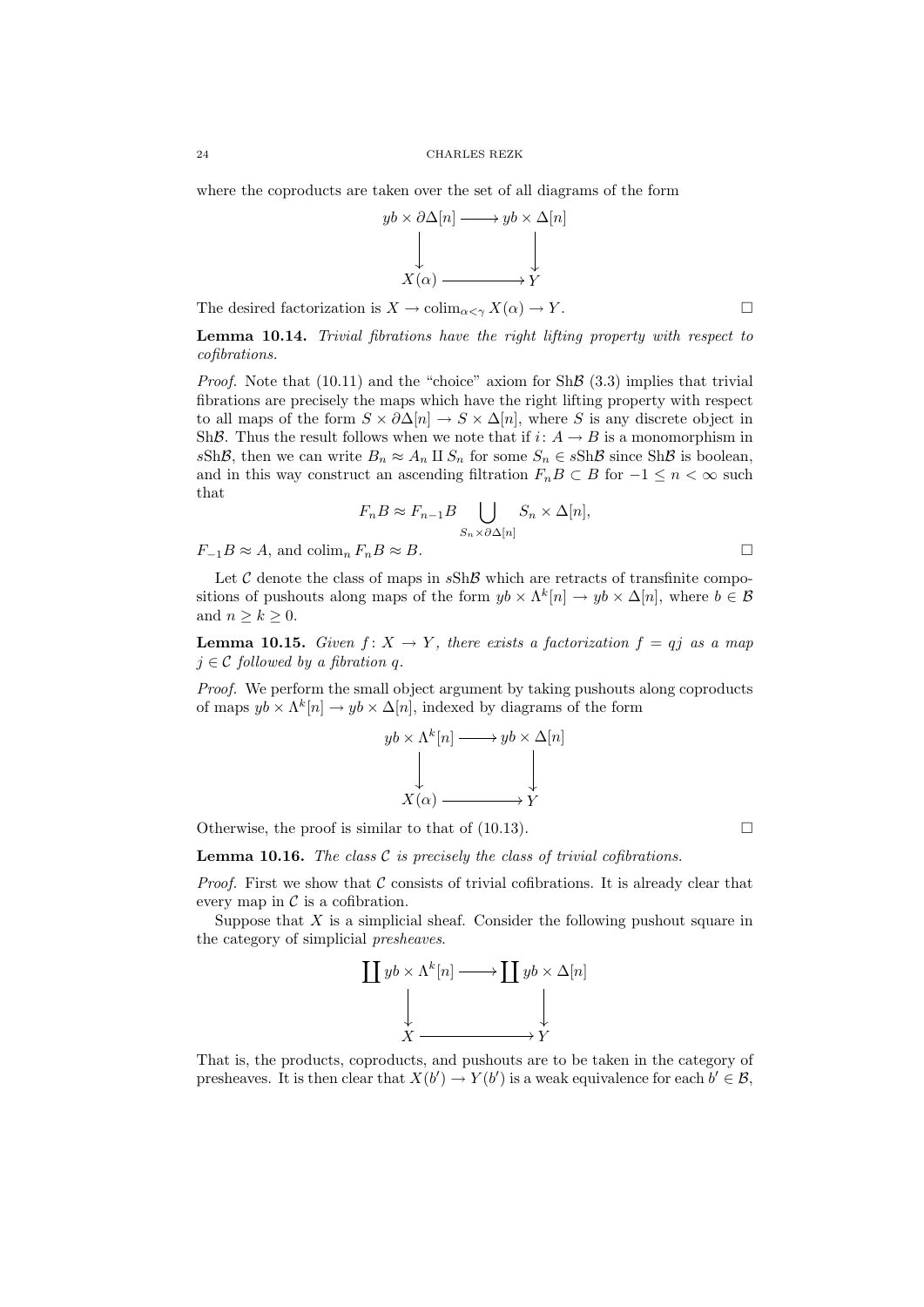where the coproducts are taken over the set of all diagrams of the form

$$\begin{array}{ccc} yb \times \partial\Delta[n] & \longrightarrow & yb \times \Delta[n] \\ \downarrow & & \downarrow \\ X(\alpha) & \longrightarrow & Y \end{array}$$

The desired factorization is $X \to \operatorname{colim}_{\alpha<\gamma} X(\alpha) \to Y$. □

**Lemma 10.14.** *Trivial fibrations have the right lifting property with respect to cofibrations.*

*Proof.* Note that (10.11) and the "choice" axiom for $\mathrm{Sh}\mathcal{B}$ (3.3) implies that trivial fibrations are precisely the maps which have the right lifting property with respect to all maps of the form $S \times \partial\Delta[n] \to S \times \Delta[n]$, where $S$ is any discrete object in $\mathrm{Sh}\mathcal{B}$. Thus the result follows when we note that if $i\colon A \to B$ is a monomorphism in $s\mathrm{Sh}\mathcal{B}$, then we can write $B_n \approx A_n \amalg S_n$ for some $S_n \in s\mathrm{Sh}\mathcal{B}$ since $\mathrm{Sh}\mathcal{B}$ is boolean, and in this way construct an ascending filtration $F_nB \subset B$ for $-1 \leq n < \infty$ such that

$$F_nB \approx F_{n-1}B \bigcup_{S_n \times \partial\Delta[n]} S_n \times \Delta[n],$$

$F_{-1}B \approx A$, and $\operatorname{colim}_n F_nB \approx B$. □

Let $\mathcal{C}$ denote the class of maps in $s\mathrm{Sh}\mathcal{B}$ which are retracts of transfinite compositions of pushouts along maps of the form $yb \times \Lambda^k[n] \to yb \times \Delta[n]$, where $b \in \mathcal{B}$ and $n \geq k \geq 0$.

**Lemma 10.15.** *Given $f\colon X \to Y$, there exists a factorization $f = qj$ as a map $j \in \mathcal{C}$ followed by a fibration $q$.*

*Proof.* We perform the small object argument by taking pushouts along coproducts of maps $yb \times \Lambda^k[n] \to yb \times \Delta[n]$, indexed by diagrams of the form

$$\begin{array}{ccc} yb \times \Lambda^k[n] & \longrightarrow & yb \times \Delta[n] \\ \downarrow & & \downarrow \\ X(\alpha) & \longrightarrow & Y \end{array}$$

Otherwise, the proof is similar to that of (10.13). □

**Lemma 10.16.** *The class $\mathcal{C}$ is precisely the class of trivial cofibrations.*

*Proof.* First we show that $\mathcal{C}$ consists of trivial cofibrations. It is already clear that every map in $\mathcal{C}$ is a cofibration.

Suppose that $X$ is a simplicial sheaf. Consider the following pushout square in the category of simplicial *presheaves*.

$$\begin{array}{ccc} \coprod yb \times \Lambda^k[n] & \longrightarrow & \coprod yb \times \Delta[n] \\ \downarrow & & \downarrow \\ X & \longrightarrow & Y \end{array}$$

That is, the products, coproducts, and pushouts are to be taken in the category of presheaves. It is then clear that $X(b') \to Y(b')$ is a weak equivalence for each $b' \in \mathcal{B}$,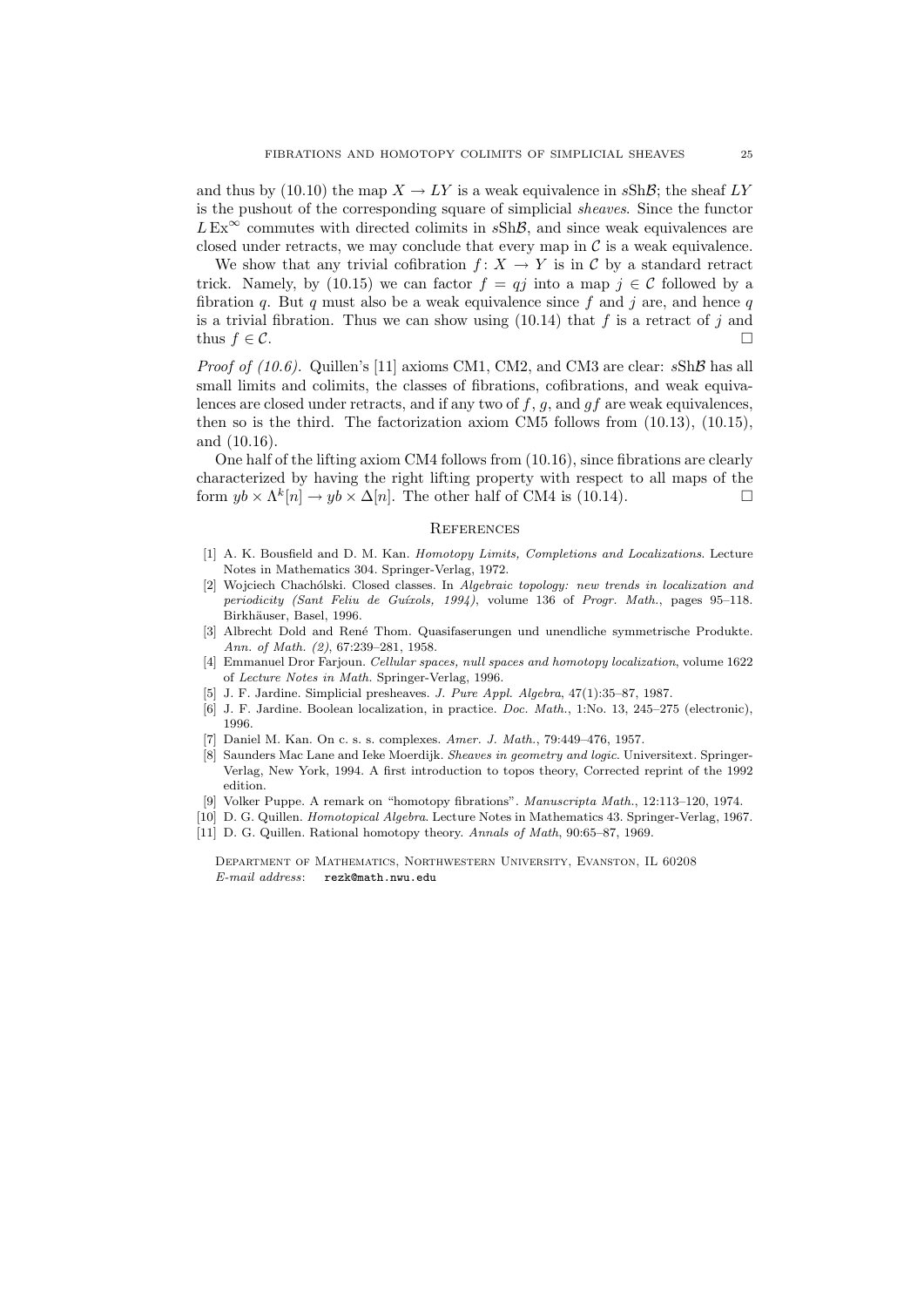and thus by (10.10) the map $X \to LY$ is a weak equivalence in $s\mathrm{Sh}\mathcal{B}$; the sheaf $LY$ is the pushout of the corresponding square of simplicial *sheaves*. Since the functor $L\,\mathrm{Ex}^\infty$ commutes with directed colimits in $s\mathrm{Sh}\mathcal{B}$, and since weak equivalences are closed under retracts, we may conclude that every map in $\mathcal{C}$ is a weak equivalence.

We show that any trivial cofibration $f\colon X \to Y$ is in $\mathcal{C}$ by a standard retract trick. Namely, by (10.15) we can factor $f = qj$ into a map $j \in \mathcal{C}$ followed by a fibration $q$. But $q$ must also be a weak equivalence since $f$ and $j$ are, and hence $q$ is a trivial fibration. Thus we can show using (10.14) that $f$ is a retract of $j$ and thus $f \in \mathcal{C}$. □

*Proof of (10.6).* Quillen's [11] axioms CM1, CM2, and CM3 are clear: $s\mathrm{Sh}\mathcal{B}$ has all small limits and colimits, the classes of fibrations, cofibrations, and weak equivalences are closed under retracts, and if any two of $f$, $g$, and $gf$ are weak equivalences, then so is the third. The factorization axiom CM5 follows from (10.13), (10.15), and (10.16).

One half of the lifting axiom CM4 follows from (10.16), since fibrations are clearly characterized by having the right lifting property with respect to all maps of the form $yb \times \Lambda^k[n] \to yb \times \Delta[n]$. The other half of CM4 is (10.14). □

## References

[1] A. K. Bousfield and D. M. Kan. *Homotopy Limits, Completions and Localizations*. Lecture Notes in Mathematics 304. Springer-Verlag, 1972.

[2] Wojciech Chachólski. Closed classes. In *Algebraic topology: new trends in localization and periodicity (Sant Feliu de Guíxols, 1994)*, volume 136 of *Progr. Math.*, pages 95–118. Birkhäuser, Basel, 1996.

[3] Albrecht Dold and René Thom. Quasifaserungen und unendliche symmetrische Produkte. *Ann. of Math. (2)*, 67:239–281, 1958.

[4] Emmanuel Dror Farjoun. *Cellular spaces, null spaces and homotopy localization*, volume 1622 of *Lecture Notes in Math.* Springer-Verlag, 1996.

[5] J. F. Jardine. Simplicial presheaves. *J. Pure Appl. Algebra*, 47(1):35–87, 1987.

[6] J. F. Jardine. Boolean localization, in practice. *Doc. Math.*, 1:No. 13, 245–275 (electronic), 1996.

[7] Daniel M. Kan. On c. s. s. complexes. *Amer. J. Math.*, 79:449–476, 1957.

[8] Saunders Mac Lane and Ieke Moerdijk. *Sheaves in geometry and logic*. Universitext. Springer-Verlag, New York, 1994. A first introduction to topos theory, Corrected reprint of the 1992 edition.

[9] Volker Puppe. A remark on "homotopy fibrations". *Manuscripta Math.*, 12:113–120, 1974.

[10] D. G. Quillen. *Homotopical Algebra*. Lecture Notes in Mathematics 43. Springer-Verlag, 1967.

[11] D. G. Quillen. Rational homotopy theory. *Annals of Math*, 90:65–87, 1969.

Department of Mathematics, Northwestern University, Evanston, IL 60208
*E-mail address*: rezk@math.nwu.edu